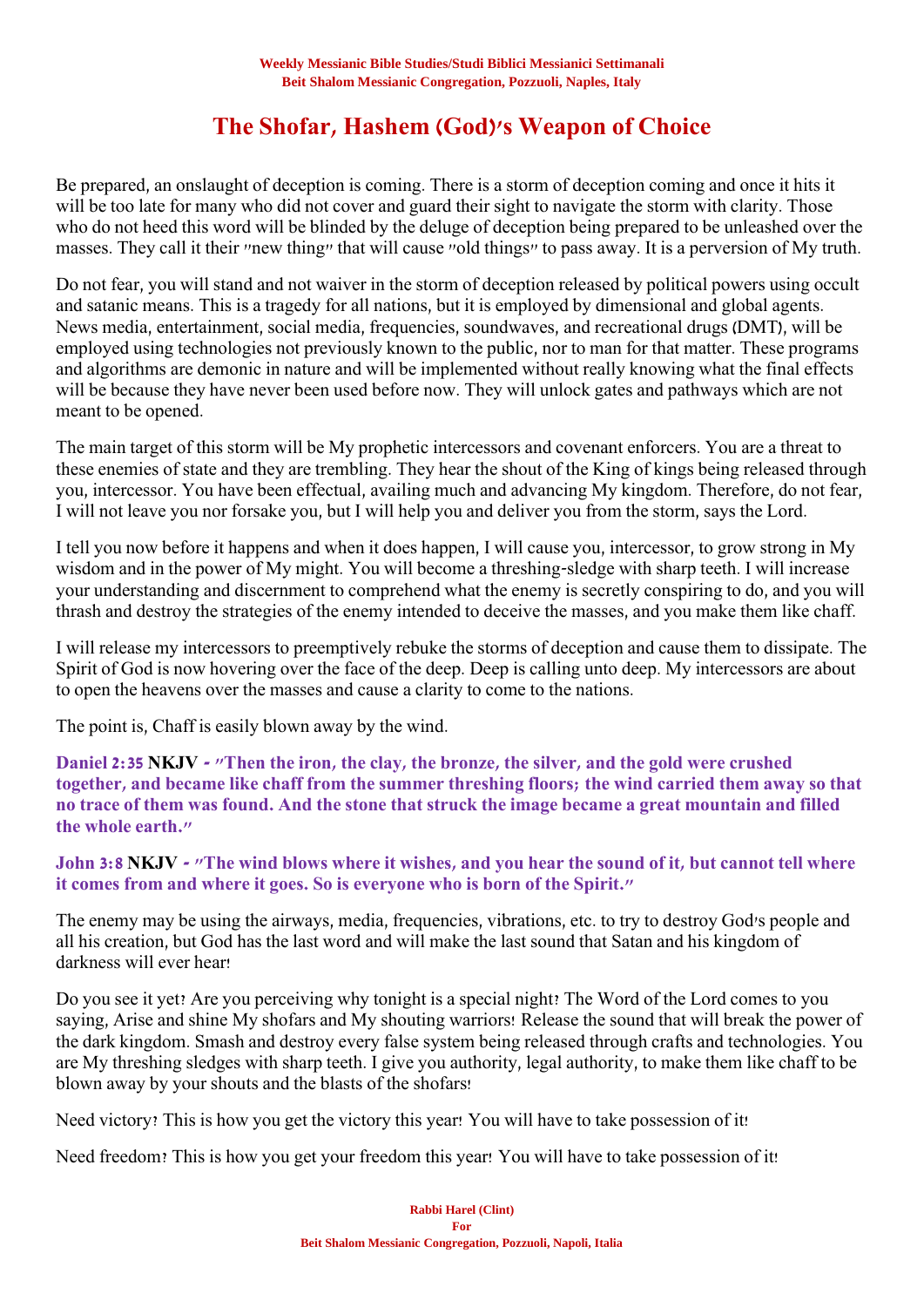**Weekly Messianic Bible Studies/Studi Biblici Messianici Settimanali**
**Beit Shalom Messianic Congregation, Pozzuoli, Naples, Italy**

# The Shofar, Hashem (God)'s Weapon of Choice

Be prepared, an onslaught of deception is coming. There is a storm of deception coming and once it hits it will be too late for many who did not cover and guard their sight to navigate the storm with clarity. Those who do not heed this word will be blinded by the deluge of deception being prepared to be unleashed over the masses. They call it their "new thing" that will cause "old things" to pass away. It is a perversion of My truth.

Do not fear, you will stand and not waiver in the storm of deception released by political powers using occult and satanic means. This is a tragedy for all nations, but it is employed by dimensional and global agents. News media, entertainment, social media, frequencies, soundwaves, and recreational drugs (DMT), will be employed using technologies not previously known to the public, nor to man for that matter. These programs and algorithms are demonic in nature and will be implemented without really knowing what the final effects will be because they have never been used before now. They will unlock gates and pathways which are not meant to be opened.

The main target of this storm will be My prophetic intercessors and covenant enforcers. You are a threat to these enemies of state and they are trembling. They hear the shout of the King of kings being released through you, intercessor. You have been effectual, availing much and advancing My kingdom. Therefore, do not fear, I will not leave you nor forsake you, but I will help you and deliver you from the storm, says the Lord.

I tell you now before it happens and when it does happen, I will cause you, intercessor, to grow strong in My wisdom and in the power of My might. You will become a threshing-sledge with sharp teeth. I will increase your understanding and discernment to comprehend what the enemy is secretly conspiring to do, and you will thrash and destroy the strategies of the enemy intended to deceive the masses, and you make them like chaff.

I will release my intercessors to preemptively rebuke the storms of deception and cause them to dissipate. The Spirit of God is now hovering over the face of the deep. Deep is calling unto deep. My intercessors are about to open the heavens over the masses and cause a clarity to come to the nations.

The point is, Chaff is easily blown away by the wind.

**Daniel 2:35 NKJV - "Then the iron, the clay, the bronze, the silver, and the gold were crushed together, and became like chaff from the summer threshing floors; the wind carried them away so that no trace of them was found. And the stone that struck the image became a great mountain and filled the whole earth."**

**John 3:8 NKJV - "The wind blows where it wishes, and you hear the sound of it, but cannot tell where it comes from and where it goes. So is everyone who is born of the Spirit."**

The enemy may be using the airways, media, frequencies, vibrations, etc. to try to destroy God's people and all his creation, but God has the last word and will make the last sound that Satan and his kingdom of darkness will ever hear!

Do you see it yet? Are you perceiving why tonight is a special night? The Word of the Lord comes to you saying, Arise and shine My shofars and My shouting warriors! Release the sound that will break the power of the dark kingdom. Smash and destroy every false system being released through crafts and technologies. You are My threshing sledges with sharp teeth. I give you authority, legal authority, to make them like chaff to be blown away by your shouts and the blasts of the shofars!

Need victory? This is how you get the victory this year! You will have to take possession of it!

Need freedom? This is how you get your freedom this year! You will have to take possession of it!

**Rabbi Harel (Clint)**
**For**
**Beit Shalom Messianic Congregation, Pozzuoli, Napoli, Italia**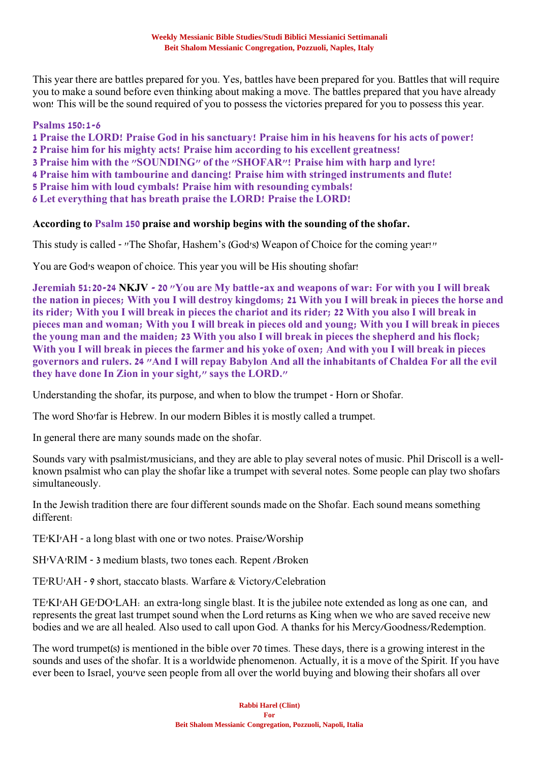This year there are battles prepared for you. Yes, battles have been prepared for you. Battles that will require you to make a sound before even thinking about making a move. The battles prepared that you have already won! This will be the sound required of you to possess the victories prepared for you to possess this year.

**Psalms 150:1-6**
**1 Praise the LORD! Praise God in his sanctuary! Praise him in his heavens for his acts of power!**
**2 Praise him for his mighty acts! Praise him according to his excellent greatness!**
**3 Praise him with the "SOUNDING" of the "SHOFAR"! Praise him with harp and lyre!**
**4 Praise him with tambourine and dancing! Praise him with stringed instruments and flute!**
**5 Praise him with loud cymbals! Praise him with resounding cymbals!**
**6 Let everything that has breath praise the LORD! Praise the LORD!**

**According to Psalm 150 praise and worship begins with the sounding of the shofar.**

This study is called - "The Shofar, Hashem's (God's) Weapon of Choice for the coming year!"

You are God's weapon of choice. This year you will be His shouting shofar!

**Jeremiah 51:20-24 NKJV - 20 "You are My battle-ax and weapons of war: For with you I will break the nation in pieces; With you I will destroy kingdoms; 21 With you I will break in pieces the horse and its rider; With you I will break in pieces the chariot and its rider; 22 With you also I will break in pieces man and woman; With you I will break in pieces old and young; With you I will break in pieces the young man and the maiden; 23 With you also I will break in pieces the shepherd and his flock; With you I will break in pieces the farmer and his yoke of oxen; And with you I will break in pieces governors and rulers. 24 "And I will repay Babylon And all the inhabitants of Chaldea For all the evil they have done In Zion in your sight," says the LORD."**

Understanding the shofar, its purpose, and when to blow the trumpet - Horn or Shofar.

The word Sho'far is Hebrew. In our modern Bibles it is mostly called a trumpet.

In general there are many sounds made on the shofar.

Sounds vary with psalmist/musicians, and they are able to play several notes of music. Phil Driscoll is a well-known psalmist who can play the shofar like a trumpet with several notes. Some people can play two shofars simultaneously.

In the Jewish tradition there are four different sounds made on the Shofar. Each sound means something different:

TE'KI'AH - a long blast with one or two notes. Praise/Worship

SH'VA'RIM - 3 medium blasts, two tones each. Repent /Broken

TE'RU'AH - 9 short, staccato blasts. Warfare & Victory/Celebration

TE'KI'AH GE'DO'LAH: an extra-long single blast. It is the jubilee note extended as long as one can, and represents the great last trumpet sound when the Lord returns as King when we who are saved receive new bodies and we are all healed. Also used to call upon God. A thanks for his Mercy/Goodness/Redemption.

The word trumpet(s) is mentioned in the bible over 70 times. These days, there is a growing interest in the sounds and uses of the shofar. It is a worldwide phenomenon. Actually, it is a move of the Spirit. If you have ever been to Israel, you've seen people from all over the world buying and blowing their shofars all over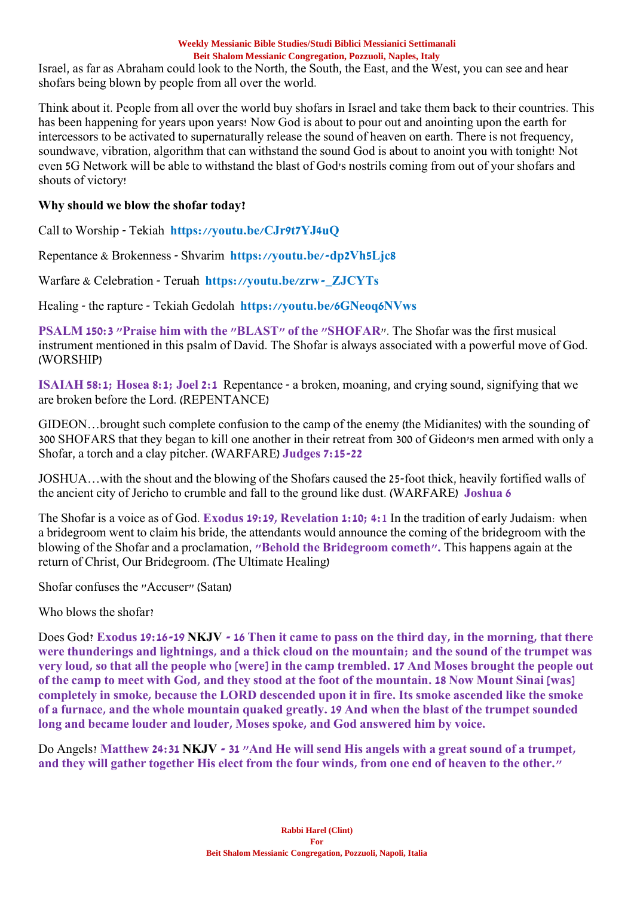Israel, as far as Abraham could look to the North, the South, the East, and the West, you can see and hear shofars being blown by people from all over the world.

Think about it. People from all over the world buy shofars in Israel and take them back to their countries. This has been happening for years upon years! Now God is about to pour out and anointing upon the earth for intercessors to be activated to supernaturally release the sound of heaven on earth. There is not frequency, soundwave, vibration, algorithm that can withstand the sound God is about to anoint you with tonight! Not even 5G Network will be able to withstand the blast of God's nostrils coming from out of your shofars and shouts of victory!

**Why should we blow the shofar today?**

Call to Worship - Tekiah **https://youtu.be/CJr9t7YJ4uQ**

Repentance & Brokenness - Shvarim **https://youtu.be/-dp2Vh5Ljc8**

Warfare & Celebration - Teruah **https://youtu.be/zrw-_ZJCYTs**

Healing - the rapture - Tekiah Gedolah **https://youtu.be/6GNeoq6NVws**

**PSALM 150:3 "Praise him with the "BLAST" of the "SHOFAR"**. The Shofar was the first musical instrument mentioned in this psalm of David. The Shofar is always associated with a powerful move of God. (WORSHIP)

**ISAIAH 58:1; Hosea 8:1; Joel 2:1** Repentance - a broken, moaning, and crying sound, signifying that we are broken before the Lord. (REPENTANCE)

GIDEON…brought such complete confusion to the camp of the enemy (the Midianites) with the sounding of 300 SHOFARS that they began to kill one another in their retreat from 300 of Gideon's men armed with only a Shofar, a torch and a clay pitcher. (WARFARE) **Judges 7:15-22**

JOSHUA…with the shout and the blowing of the Shofars caused the 25-foot thick, heavily fortified walls of the ancient city of Jericho to crumble and fall to the ground like dust. (WARFARE) **Joshua 6**

The Shofar is a voice as of God. **Exodus 19:19, Revelation 1:10; 4:1** In the tradition of early Judaism: when a bridegroom went to claim his bride, the attendants would announce the coming of the bridegroom with the blowing of the Shofar and a proclamation, **"Behold the Bridegroom cometh".** This happens again at the return of Christ, Our Bridegroom. (The Ultimate Healing)

Shofar confuses the "Accuser" (Satan)

Who blows the shofar?

Does God? **Exodus 19:16-19 NKJV - 16 Then it came to pass on the third day, in the morning, that there were thunderings and lightnings, and a thick cloud on the mountain; and the sound of the trumpet was very loud, so that all the people who [were] in the camp trembled. 17 And Moses brought the people out of the camp to meet with God, and they stood at the foot of the mountain. 18 Now Mount Sinai [was] completely in smoke, because the LORD descended upon it in fire. Its smoke ascended like the smoke of a furnace, and the whole mountain quaked greatly. 19 And when the blast of the trumpet sounded long and became louder and louder, Moses spoke, and God answered him by voice.**

Do Angels? **Matthew 24:31 NKJV - 31 "And He will send His angels with a great sound of a trumpet, and they will gather together His elect from the four winds, from one end of heaven to the other."**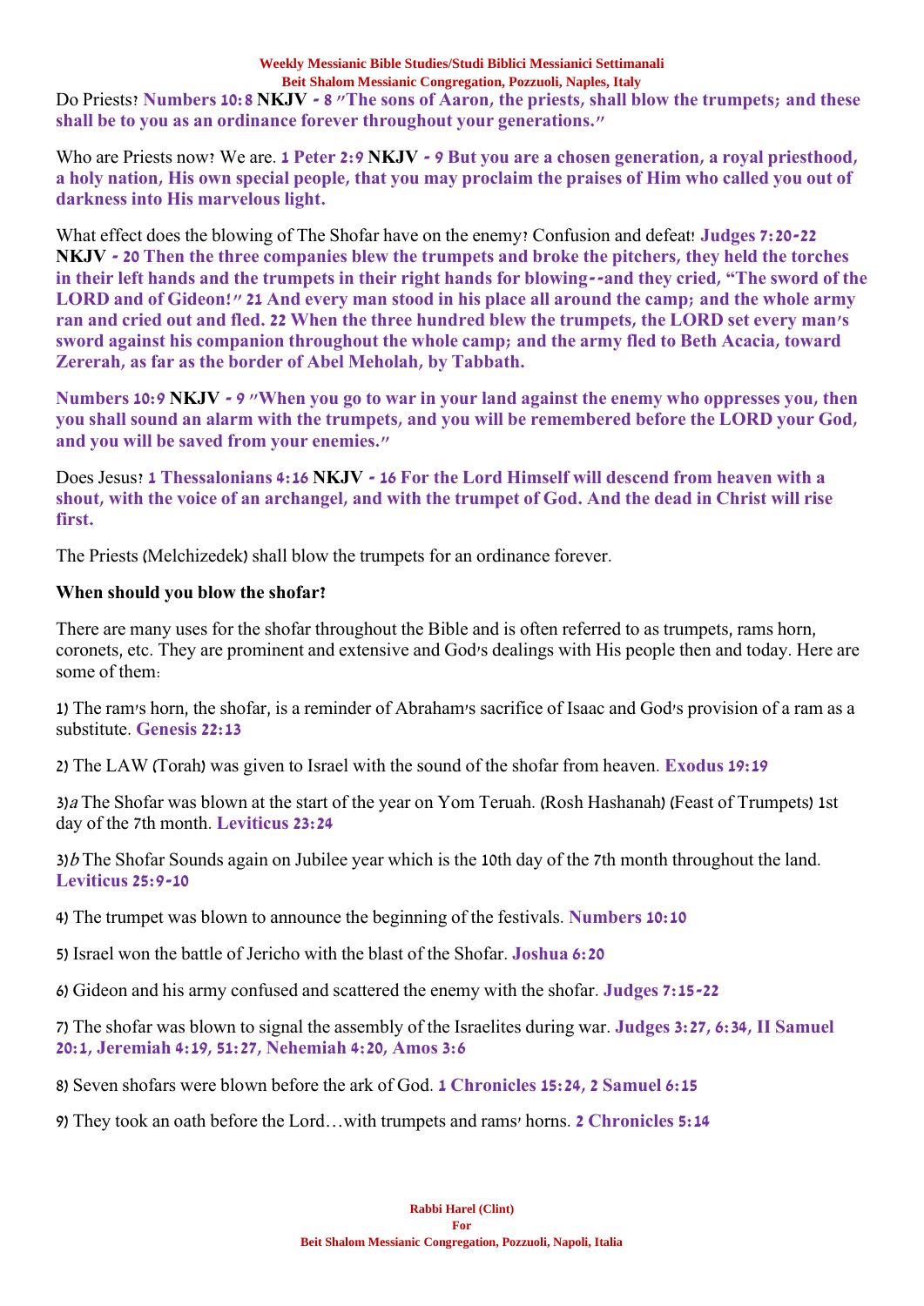Do Priests? **Numbers 10:8 NKJV - 8 "The sons of Aaron, the priests, shall blow the trumpets; and these shall be to you as an ordinance forever throughout your generations."**

Who are Priests now? We are. **1 Peter 2:9 NKJV - 9 But you are a chosen generation, a royal priesthood, a holy nation, His own special people, that you may proclaim the praises of Him who called you out of darkness into His marvelous light.**

What effect does the blowing of The Shofar have on the enemy? Confusion and defeat! **Judges 7:20-22 NKJV - 20 Then the three companies blew the trumpets and broke the pitchers, they held the torches in their left hands and the trumpets in their right hands for blowing--and they cried, "The sword of the LORD and of Gideon!" 21 And every man stood in his place all around the camp; and the whole army ran and cried out and fled. 22 When the three hundred blew the trumpets, the LORD set every man's sword against his companion throughout the whole camp; and the army fled to Beth Acacia, toward Zererah, as far as the border of Abel Meholah, by Tabbath.**

**Numbers 10:9 NKJV - 9 "When you go to war in your land against the enemy who oppresses you, then you shall sound an alarm with the trumpets, and you will be remembered before the LORD your God, and you will be saved from your enemies."**

Does Jesus? **1 Thessalonians 4:16 NKJV - 16 For the Lord Himself will descend from heaven with a shout, with the voice of an archangel, and with the trumpet of God. And the dead in Christ will rise first.**

The Priests (Melchizedek) shall blow the trumpets for an ordinance forever.

**When should you blow the shofar?**

There are many uses for the shofar throughout the Bible and is often referred to as trumpets, rams horn, coronets, etc. They are prominent and extensive and God's dealings with His people then and today. Here are some of them:

1) The ram's horn, the shofar, is a reminder of Abraham's sacrifice of Isaac and God's provision of a ram as a substitute. **Genesis 22:13**

2) The LAW (Torah) was given to Israel with the sound of the shofar from heaven. **Exodus 19:19**

3)*a* The Shofar was blown at the start of the year on Yom Teruah. (Rosh Hashanah) (Feast of Trumpets) 1st day of the 7th month. **Leviticus 23:24**

3)*b* The Shofar Sounds again on Jubilee year which is the 10th day of the 7th month throughout the land. **Leviticus 25:9-10**

4) The trumpet was blown to announce the beginning of the festivals. **Numbers 10:10**

5) Israel won the battle of Jericho with the blast of the Shofar. **Joshua 6:20**

6) Gideon and his army confused and scattered the enemy with the shofar. **Judges 7:15-22**

7) The shofar was blown to signal the assembly of the Israelites during war. **Judges 3:27, 6:34, II Samuel 20:1, Jeremiah 4:19, 51:27, Nehemiah 4:20, Amos 3:6**

8) Seven shofars were blown before the ark of God. **1 Chronicles 15:24, 2 Samuel 6:15**

9) They took an oath before the Lord…with trumpets and rams' horns. **2 Chronicles 5:14**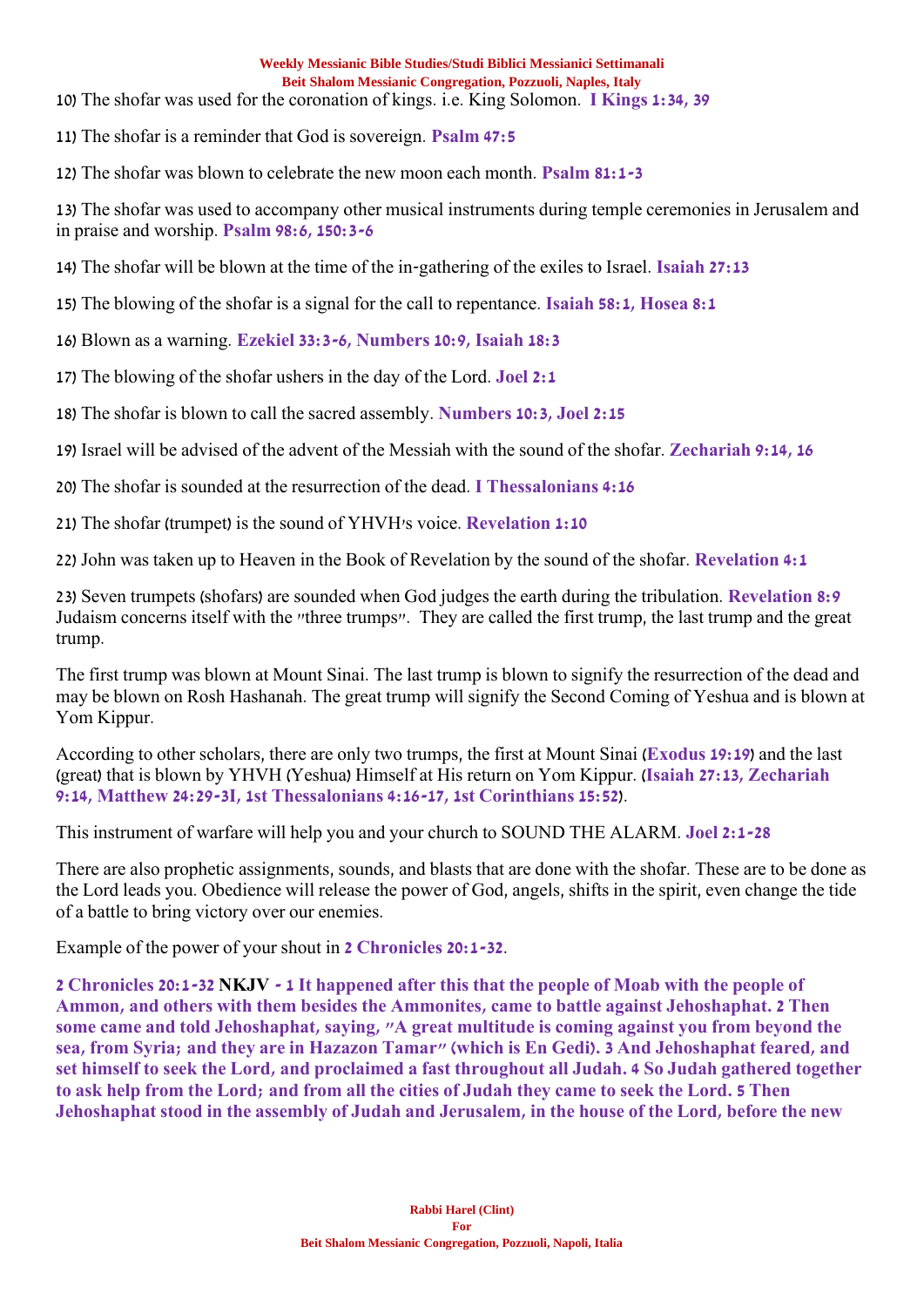10) The shofar was used for the coronation of kings. i.e. King Solomon. **I Kings 1:34, 39**

11) The shofar is a reminder that God is sovereign. **Psalm 47:5**

12) The shofar was blown to celebrate the new moon each month. **Psalm 81:1-3**

13) The shofar was used to accompany other musical instruments during temple ceremonies in Jerusalem and in praise and worship. **Psalm 98:6, 150:3-6**

14) The shofar will be blown at the time of the in-gathering of the exiles to Israel. **Isaiah 27:13**

15) The blowing of the shofar is a signal for the call to repentance. **Isaiah 58:1, Hosea 8:1**

16) Blown as a warning. **Ezekiel 33:3-6, Numbers 10:9, Isaiah 18:3**

17) The blowing of the shofar ushers in the day of the Lord. **Joel 2:1**

18) The shofar is blown to call the sacred assembly. **Numbers 10:3, Joel 2:15**

19) Israel will be advised of the advent of the Messiah with the sound of the shofar. **Zechariah 9:14, 16**

20) The shofar is sounded at the resurrection of the dead. **I Thessalonians 4:16**

21) The shofar (trumpet) is the sound of YHVH's voice. **Revelation 1:10**

22) John was taken up to Heaven in the Book of Revelation by the sound of the shofar. **Revelation 4:1**

23) Seven trumpets (shofars) are sounded when God judges the earth during the tribulation. **Revelation 8:9**
Judaism concerns itself with the "three trumps". They are called the first trump, the last trump and the great trump.

The first trump was blown at Mount Sinai. The last trump is blown to signify the resurrection of the dead and may be blown on Rosh Hashanah. The great trump will signify the Second Coming of Yeshua and is blown at Yom Kippur.

According to other scholars, there are only two trumps, the first at Mount Sinai (**Exodus 19:19**) and the last (great) that is blown by YHVH (Yeshua) Himself at His return on Yom Kippur. (**Isaiah 27:13, Zechariah 9:14, Matthew 24:29-3I, 1st Thessalonians 4:16-17, 1st Corinthians 15:52**).

This instrument of warfare will help you and your church to SOUND THE ALARM. **Joel 2:1-28**

There are also prophetic assignments, sounds, and blasts that are done with the shofar. These are to be done as the Lord leads you. Obedience will release the power of God, angels, shifts in the spirit, even change the tide of a battle to bring victory over our enemies.

Example of the power of your shout in **2 Chronicles 20:1-32**.

**2 Chronicles 20:1-32** NKJV **- 1 It happened after this that the people of Moab with the people of Ammon, and others with them besides the Ammonites, came to battle against Jehoshaphat. 2 Then some came and told Jehoshaphat, saying, "A great multitude is coming against you from beyond the sea, from Syria; and they are in Hazazon Tamar" (which is En Gedi). 3 And Jehoshaphat feared, and set himself to seek the Lord, and proclaimed a fast throughout all Judah. 4 So Judah gathered together to ask help from the Lord; and from all the cities of Judah they came to seek the Lord. 5 Then Jehoshaphat stood in the assembly of Judah and Jerusalem, in the house of the Lord, before the new**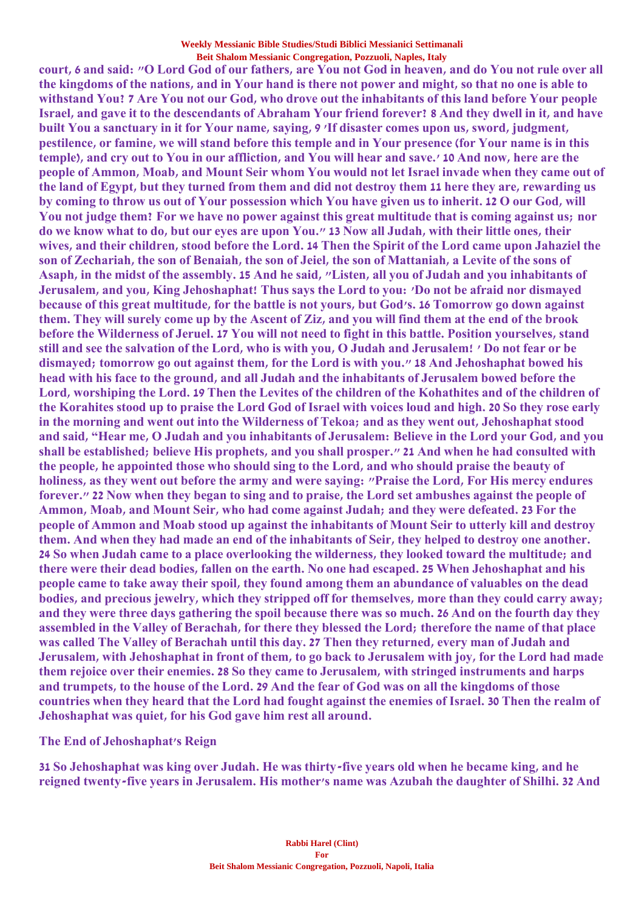**court, 6 and said: "O Lord God of our fathers, are You not God in heaven, and do You not rule over all the kingdoms of the nations, and in Your hand is there not power and might, so that no one is able to withstand You? 7 Are You not our God, who drove out the inhabitants of this land before Your people Israel, and gave it to the descendants of Abraham Your friend forever? 8 And they dwell in it, and have built You a sanctuary in it for Your name, saying, 9 'If disaster comes upon us, sword, judgment, pestilence, or famine, we will stand before this temple and in Your presence (for Your name is in this temple), and cry out to You in our affliction, and You will hear and save.' 10 And now, here are the people of Ammon, Moab, and Mount Seir whom You would not let Israel invade when they came out of the land of Egypt, but they turned from them and did not destroy them 11 here they are, rewarding us by coming to throw us out of Your possession which You have given us to inherit. 12 O our God, will You not judge them? For we have no power against this great multitude that is coming against us; nor do we know what to do, but our eyes are upon You." 13 Now all Judah, with their little ones, their wives, and their children, stood before the Lord. 14 Then the Spirit of the Lord came upon Jahaziel the son of Zechariah, the son of Benaiah, the son of Jeiel, the son of Mattaniah, a Levite of the sons of Asaph, in the midst of the assembly. 15 And he said, "Listen, all you of Judah and you inhabitants of Jerusalem, and you, King Jehoshaphat! Thus says the Lord to you: 'Do not be afraid nor dismayed because of this great multitude, for the battle is not yours, but God's. 16 Tomorrow go down against them. They will surely come up by the Ascent of Ziz, and you will find them at the end of the brook before the Wilderness of Jeruel. 17 You will not need to fight in this battle. Position yourselves, stand still and see the salvation of the Lord, who is with you, O Judah and Jerusalem! ' Do not fear or be dismayed; tomorrow go out against them, for the Lord is with you." 18 And Jehoshaphat bowed his head with his face to the ground, and all Judah and the inhabitants of Jerusalem bowed before the Lord, worshiping the Lord. 19 Then the Levites of the children of the Kohathites and of the children of the Korahites stood up to praise the Lord God of Israel with voices loud and high. 20 So they rose early in the morning and went out into the Wilderness of Tekoa; and as they went out, Jehoshaphat stood and said, "Hear me, O Judah and you inhabitants of Jerusalem: Believe in the Lord your God, and you shall be established; believe His prophets, and you shall prosper." 21 And when he had consulted with the people, he appointed those who should sing to the Lord, and who should praise the beauty of holiness, as they went out before the army and were saying: "Praise the Lord, For His mercy endures forever." 22 Now when they began to sing and to praise, the Lord set ambushes against the people of Ammon, Moab, and Mount Seir, who had come against Judah; and they were defeated. 23 For the people of Ammon and Moab stood up against the inhabitants of Mount Seir to utterly kill and destroy them. And when they had made an end of the inhabitants of Seir, they helped to destroy one another. 24 So when Judah came to a place overlooking the wilderness, they looked toward the multitude; and there were their dead bodies, fallen on the earth. No one had escaped. 25 When Jehoshaphat and his people came to take away their spoil, they found among them an abundance of valuables on the dead bodies, and precious jewelry, which they stripped off for themselves, more than they could carry away; and they were three days gathering the spoil because there was so much. 26 And on the fourth day they assembled in the Valley of Berachah, for there they blessed the Lord; therefore the name of that place was called The Valley of Berachah until this day. 27 Then they returned, every man of Judah and Jerusalem, with Jehoshaphat in front of them, to go back to Jerusalem with joy, for the Lord had made them rejoice over their enemies. 28 So they came to Jerusalem, with stringed instruments and harps and trumpets, to the house of the Lord. 29 And the fear of God was on all the kingdoms of those countries when they heard that the Lord had fought against the enemies of Israel. 30 Then the realm of Jehoshaphat was quiet, for his God gave him rest all around.**

**The End of Jehoshaphat's Reign**

**31 So Jehoshaphat was king over Judah. He was thirty-five years old when he became king, and he reigned twenty-five years in Jerusalem. His mother's name was Azubah the daughter of Shilhi. 32 And**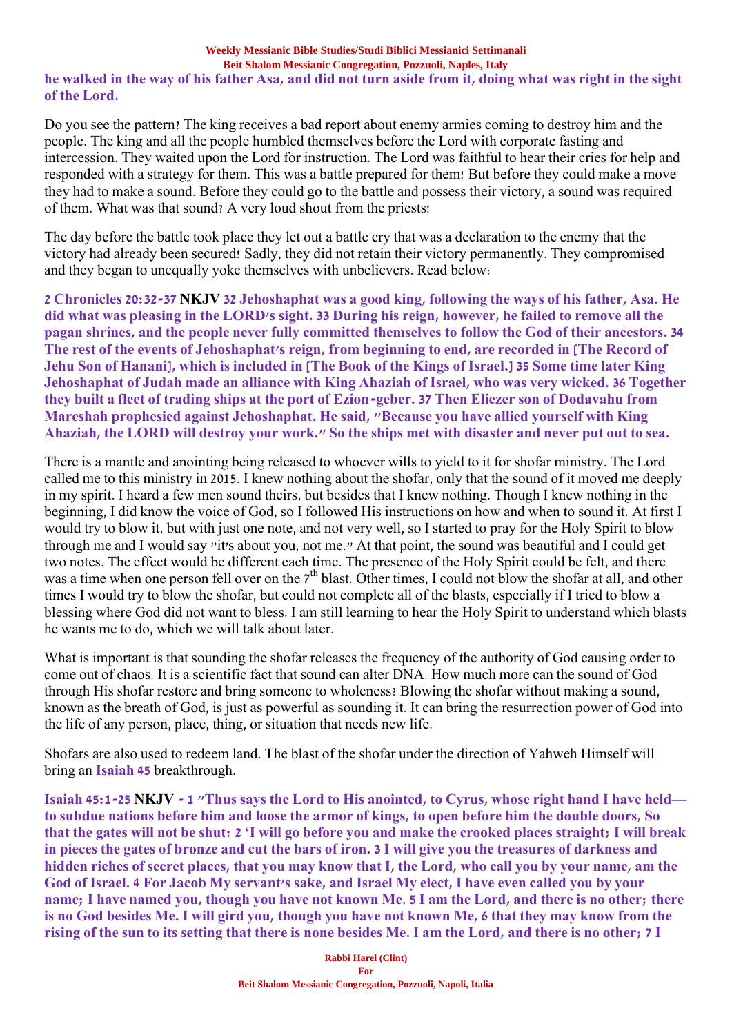**he walked in the way of his father Asa, and did not turn aside from it, doing what was right in the sight of the Lord.**

Do you see the pattern? The king receives a bad report about enemy armies coming to destroy him and the people. The king and all the people humbled themselves before the Lord with corporate fasting and intercession. They waited upon the Lord for instruction. The Lord was faithful to hear their cries for help and responded with a strategy for them. This was a battle prepared for them! But before they could make a move they had to make a sound. Before they could go to the battle and possess their victory, a sound was required of them. What was that sound? A very loud shout from the priests!

The day before the battle took place they let out a battle cry that was a declaration to the enemy that the victory had already been secured! Sadly, they did not retain their victory permanently. They compromised and they began to unequally yoke themselves with unbelievers. Read below:

**2 Chronicles 20:32-37 NKJV 32 Jehoshaphat was a good king, following the ways of his father, Asa. He did what was pleasing in the LORD's sight. 33 During his reign, however, he failed to remove all the pagan shrines, and the people never fully committed themselves to follow the God of their ancestors. 34 The rest of the events of Jehoshaphat's reign, from beginning to end, are recorded in [The Record of Jehu Son of Hanani], which is included in [The Book of the Kings of Israel.] 35 Some time later King Jehoshaphat of Judah made an alliance with King Ahaziah of Israel, who was very wicked. 36 Together they built a fleet of trading ships at the port of Ezion-geber. 37 Then Eliezer son of Dodavahu from Mareshah prophesied against Jehoshaphat. He said, "Because you have allied yourself with King Ahaziah, the LORD will destroy your work." So the ships met with disaster and never put out to sea.**

There is a mantle and anointing being released to whoever wills to yield to it for shofar ministry. The Lord called me to this ministry in 2015. I knew nothing about the shofar, only that the sound of it moved me deeply in my spirit. I heard a few men sound theirs, but besides that I knew nothing. Though I knew nothing in the beginning, I did know the voice of God, so I followed His instructions on how and when to sound it. At first I would try to blow it, but with just one note, and not very well, so I started to pray for the Holy Spirit to blow through me and I would say "it's about you, not me." At that point, the sound was beautiful and I could get two notes. The effect would be different each time. The presence of the Holy Spirit could be felt, and there was a time when one person fell over on the 7th blast. Other times, I could not blow the shofar at all, and other times I would try to blow the shofar, but could not complete all of the blasts, especially if I tried to blow a blessing where God did not want to bless. I am still learning to hear the Holy Spirit to understand which blasts he wants me to do, which we will talk about later.

What is important is that sounding the shofar releases the frequency of the authority of God causing order to come out of chaos. It is a scientific fact that sound can alter DNA. How much more can the sound of God through His shofar restore and bring someone to wholeness? Blowing the shofar without making a sound, known as the breath of God, is just as powerful as sounding it. It can bring the resurrection power of God into the life of any person, place, thing, or situation that needs new life.

Shofars are also used to redeem land. The blast of the shofar under the direction of Yahweh Himself will bring an **Isaiah 45** breakthrough.

**Isaiah 45:1-25 NKJV - 1 "Thus says the Lord to His anointed, to Cyrus, whose right hand I have held— to subdue nations before him and loose the armor of kings, to open before him the double doors, So that the gates will not be shut: 2 'I will go before you and make the crooked places straight; I will break in pieces the gates of bronze and cut the bars of iron. 3 I will give you the treasures of darkness and hidden riches of secret places, that you may know that I, the Lord, who call you by your name, am the God of Israel. 4 For Jacob My servant's sake, and Israel My elect, I have even called you by your name; I have named you, though you have not known Me. 5 I am the Lord, and there is no other; there is no God besides Me. I will gird you, though you have not known Me, 6 that they may know from the rising of the sun to its setting that there is none besides Me. I am the Lord, and there is no other; 7 I**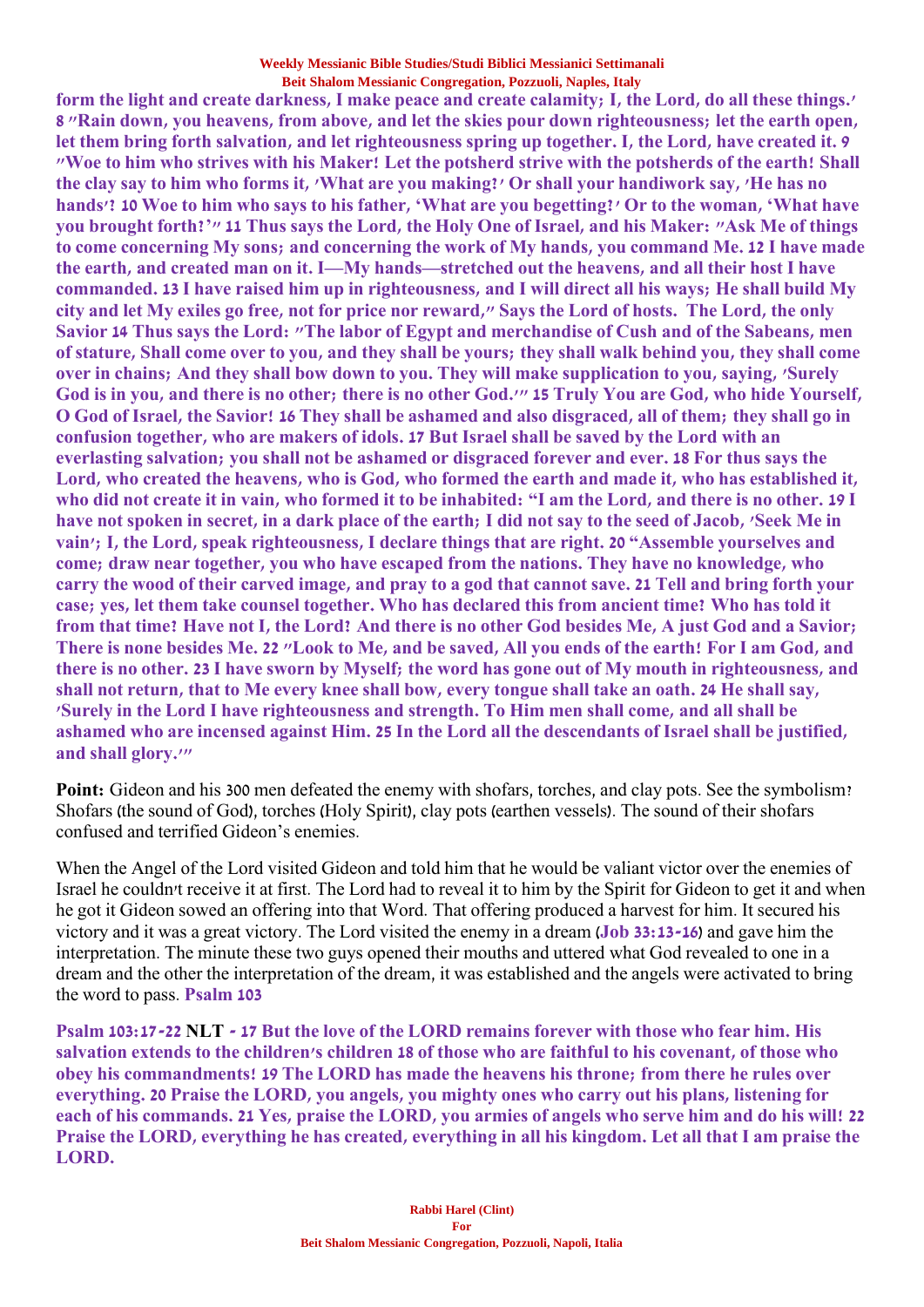**form the light and create darkness, I make peace and create calamity; I, the Lord, do all these things.' 8 "Rain down, you heavens, from above, and let the skies pour down righteousness; let the earth open, let them bring forth salvation, and let righteousness spring up together. I, the Lord, have created it. 9 "Woe to him who strives with his Maker! Let the potsherd strive with the potsherds of the earth! Shall the clay say to him who forms it, 'What are you making?' Or shall your handiwork say, 'He has no hands'? 10 Woe to him who says to his father, 'What are you begetting?' Or to the woman, 'What have you brought forth?'" 11 Thus says the Lord, the Holy One of Israel, and his Maker: "Ask Me of things to come concerning My sons; and concerning the work of My hands, you command Me. 12 I have made the earth, and created man on it. I—My hands—stretched out the heavens, and all their host I have commanded. 13 I have raised him up in righteousness, and I will direct all his ways; He shall build My city and let My exiles go free, not for price nor reward," Says the Lord of hosts. The Lord, the only Savior 14 Thus says the Lord: "The labor of Egypt and merchandise of Cush and of the Sabeans, men of stature, Shall come over to you, and they shall be yours; they shall walk behind you, they shall come over in chains; And they shall bow down to you. They will make supplication to you, saying, 'Surely God is in you, and there is no other; there is no other God.'" 15 Truly You are God, who hide Yourself, O God of Israel, the Savior! 16 They shall be ashamed and also disgraced, all of them; they shall go in confusion together, who are makers of idols. 17 But Israel shall be saved by the Lord with an everlasting salvation; you shall not be ashamed or disgraced forever and ever. 18 For thus says the Lord, who created the heavens, who is God, who formed the earth and made it, who has established it, who did not create it in vain, who formed it to be inhabited: "I am the Lord, and there is no other. 19 I have not spoken in secret, in a dark place of the earth; I did not say to the seed of Jacob, 'Seek Me in vain'; I, the Lord, speak righteousness, I declare things that are right. 20 "Assemble yourselves and come; draw near together, you who have escaped from the nations. They have no knowledge, who carry the wood of their carved image, and pray to a god that cannot save. 21 Tell and bring forth your case; yes, let them take counsel together. Who has declared this from ancient time? Who has told it from that time? Have not I, the Lord? And there is no other God besides Me, A just God and a Savior; There is none besides Me. 22 "Look to Me, and be saved, All you ends of the earth! For I am God, and there is no other. 23 I have sworn by Myself; the word has gone out of My mouth in righteousness, and shall not return, that to Me every knee shall bow, every tongue shall take an oath. 24 He shall say, 'Surely in the Lord I have righteousness and strength. To Him men shall come, and all shall be ashamed who are incensed against Him. 25 In the Lord all the descendants of Israel shall be justified, and shall glory.'"**

**Point:** Gideon and his 300 men defeated the enemy with shofars, torches, and clay pots. See the symbolism? Shofars (the sound of God), torches (Holy Spirit), clay pots (earthen vessels). The sound of their shofars confused and terrified Gideon's enemies.

When the Angel of the Lord visited Gideon and told him that he would be valiant victor over the enemies of Israel he couldn't receive it at first. The Lord had to reveal it to him by the Spirit for Gideon to get it and when he got it Gideon sowed an offering into that Word. That offering produced a harvest for him. It secured his victory and it was a great victory. The Lord visited the enemy in a dream (**Job 33:13-16**) and gave him the interpretation. The minute these two guys opened their mouths and uttered what God revealed to one in a dream and the other the interpretation of the dream, it was established and the angels were activated to bring the word to pass. **Psalm 103**

**Psalm 103:17-22 NLT - 17 But the love of the LORD remains forever with those who fear him. His salvation extends to the children's children 18 of those who are faithful to his covenant, of those who obey his commandments! 19 The LORD has made the heavens his throne; from there he rules over everything. 20 Praise the LORD, you angels, you mighty ones who carry out his plans, listening for each of his commands. 21 Yes, praise the LORD, you armies of angels who serve him and do his will! 22 Praise the LORD, everything he has created, everything in all his kingdom. Let all that I am praise the LORD.**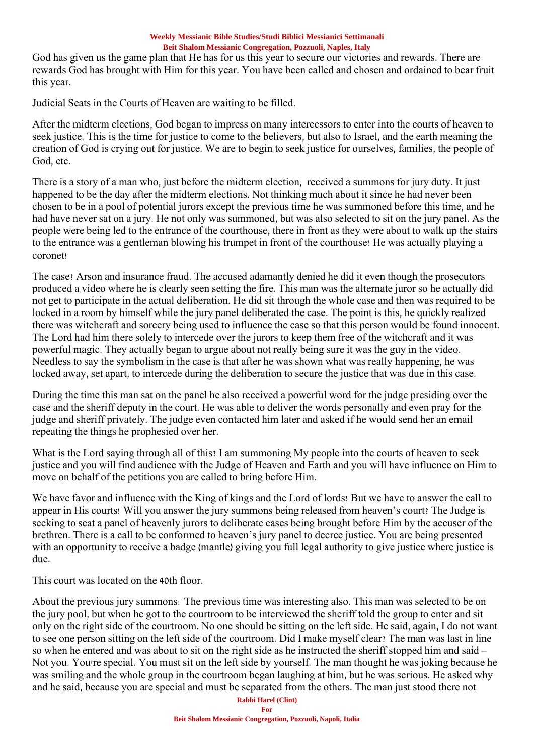God has given us the game plan that He has for us this year to secure our victories and rewards. There are rewards God has brought with Him for this year. You have been called and chosen and ordained to bear fruit this year.

Judicial Seats in the Courts of Heaven are waiting to be filled.

After the midterm elections, God began to impress on many intercessors to enter into the courts of heaven to seek justice. This is the time for justice to come to the believers, but also to Israel, and the earth meaning the creation of God is crying out for justice. We are to begin to seek justice for ourselves, families, the people of God, etc.

There is a story of a man who, just before the midterm election, received a summons for jury duty. It just happened to be the day after the midterm elections. Not thinking much about it since he had never been chosen to be in a pool of potential jurors except the previous time he was summoned before this time, and he had have never sat on a jury. He not only was summoned, but was also selected to sit on the jury panel. As the people were being led to the entrance of the courthouse, there in front as they were about to walk up the stairs to the entrance was a gentleman blowing his trumpet in front of the courthouse! He was actually playing a coronet!

The case? Arson and insurance fraud. The accused adamantly denied he did it even though the prosecutors produced a video where he is clearly seen setting the fire. This man was the alternate juror so he actually did not get to participate in the actual deliberation. He did sit through the whole case and then was required to be locked in a room by himself while the jury panel deliberated the case. The point is this, he quickly realized there was witchcraft and sorcery being used to influence the case so that this person would be found innocent. The Lord had him there solely to intercede over the jurors to keep them free of the witchcraft and it was powerful magic. They actually began to argue about not really being sure it was the guy in the video. Needless to say the symbolism in the case is that after he was shown what was really happening, he was locked away, set apart, to intercede during the deliberation to secure the justice that was due in this case.

During the time this man sat on the panel he also received a powerful word for the judge presiding over the case and the sheriff deputy in the court. He was able to deliver the words personally and even pray for the judge and sheriff privately. The judge even contacted him later and asked if he would send her an email repeating the things he prophesied over her.

What is the Lord saying through all of this? I am summoning My people into the courts of heaven to seek justice and you will find audience with the Judge of Heaven and Earth and you will have influence on Him to move on behalf of the petitions you are called to bring before Him.

We have favor and influence with the King of kings and the Lord of lords! But we have to answer the call to appear in His courts! Will you answer the jury summons being released from heaven's court? The Judge is seeking to seat a panel of heavenly jurors to deliberate cases being brought before Him by the accuser of the brethren. There is a call to be conformed to heaven's jury panel to decree justice. You are being presented with an opportunity to receive a badge (mantle) giving you full legal authority to give justice where justice is due.

This court was located on the 40th floor.

About the previous jury summons: The previous time was interesting also. This man was selected to be on the jury pool, but when he got to the courtroom to be interviewed the sheriff told the group to enter and sit only on the right side of the courtroom. No one should be sitting on the left side. He said, again, I do not want to see one person sitting on the left side of the courtroom. Did I make myself clear? The man was last in line so when he entered and was about to sit on the right side as he instructed the sheriff stopped him and said – Not you. You're special. You must sit on the left side by yourself. The man thought he was joking because he was smiling and the whole group in the courtroom began laughing at him, but he was serious. He asked why and he said, because you are special and must be separated from the others. The man just stood there not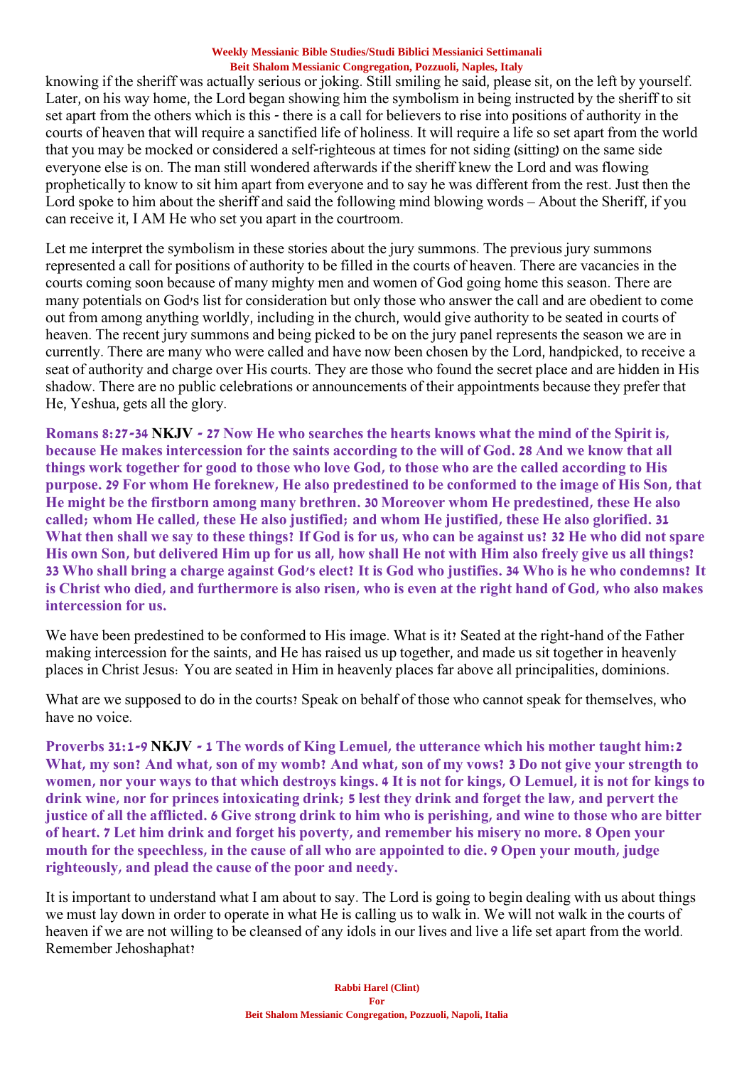knowing if the sheriff was actually serious or joking. Still smiling he said, please sit, on the left by yourself. Later, on his way home, the Lord began showing him the symbolism in being instructed by the sheriff to sit set apart from the others which is this - there is a call for believers to rise into positions of authority in the courts of heaven that will require a sanctified life of holiness. It will require a life so set apart from the world that you may be mocked or considered a self-righteous at times for not siding (sitting) on the same side everyone else is on. The man still wondered afterwards if the sheriff knew the Lord and was flowing prophetically to know to sit him apart from everyone and to say he was different from the rest. Just then the Lord spoke to him about the sheriff and said the following mind blowing words – About the Sheriff, if you can receive it, I AM He who set you apart in the courtroom.

Let me interpret the symbolism in these stories about the jury summons. The previous jury summons represented a call for positions of authority to be filled in the courts of heaven. There are vacancies in the courts coming soon because of many mighty men and women of God going home this season. There are many potentials on God's list for consideration but only those who answer the call and are obedient to come out from among anything worldly, including in the church, would give authority to be seated in courts of heaven. The recent jury summons and being picked to be on the jury panel represents the season we are in currently. There are many who were called and have now been chosen by the Lord, handpicked, to receive a seat of authority and charge over His courts. They are those who found the secret place and are hidden in His shadow. There are no public celebrations or announcements of their appointments because they prefer that He, Yeshua, gets all the glory.

**Romans 8:27-34 NKJV - 27 Now He who searches the hearts knows what the mind of the Spirit is, because He makes intercession for the saints according to the will of God. 28 And we know that all things work together for good to those who love God, to those who are the called according to His purpose. 29 For whom He foreknew, He also predestined to be conformed to the image of His Son, that He might be the firstborn among many brethren. 30 Moreover whom He predestined, these He also called; whom He called, these He also justified; and whom He justified, these He also glorified. 31 What then shall we say to these things? If God is for us, who can be against us? 32 He who did not spare His own Son, but delivered Him up for us all, how shall He not with Him also freely give us all things? 33 Who shall bring a charge against God's elect? It is God who justifies. 34 Who is he who condemns? It is Christ who died, and furthermore is also risen, who is even at the right hand of God, who also makes intercession for us.**

We have been predestined to be conformed to His image. What is it? Seated at the right-hand of the Father making intercession for the saints, and He has raised us up together, and made us sit together in heavenly places in Christ Jesus: You are seated in Him in heavenly places far above all principalities, dominions.

What are we supposed to do in the courts? Speak on behalf of those who cannot speak for themselves, who have no voice.

**Proverbs 31:1-9 NKJV - 1 The words of King Lemuel, the utterance which his mother taught him: 2 What, my son? And what, son of my womb? And what, son of my vows? 3 Do not give your strength to women, nor your ways to that which destroys kings. 4 It is not for kings, O Lemuel, it is not for kings to drink wine, nor for princes intoxicating drink; 5 lest they drink and forget the law, and pervert the justice of all the afflicted. 6 Give strong drink to him who is perishing, and wine to those who are bitter of heart. 7 Let him drink and forget his poverty, and remember his misery no more. 8 Open your mouth for the speechless, in the cause of all who are appointed to die. 9 Open your mouth, judge righteously, and plead the cause of the poor and needy.**

It is important to understand what I am about to say. The Lord is going to begin dealing with us about things we must lay down in order to operate in what He is calling us to walk in. We will not walk in the courts of heaven if we are not willing to be cleansed of any idols in our lives and live a life set apart from the world. Remember Jehoshaphat?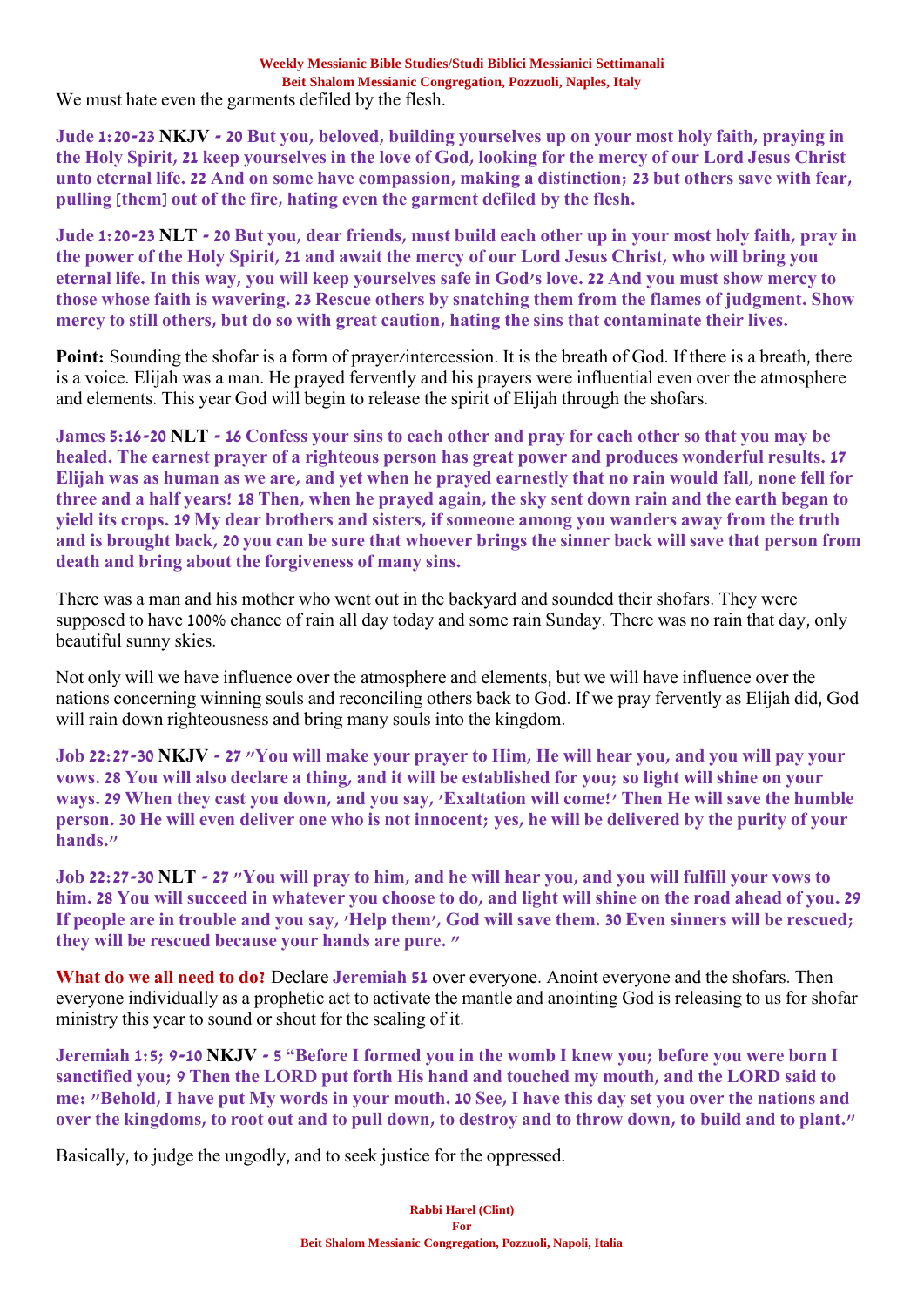We must hate even the garments defiled by the flesh.

**Jude 1:20-23 NKJV - 20 But you, beloved, building yourselves up on your most holy faith, praying in the Holy Spirit, 21 keep yourselves in the love of God, looking for the mercy of our Lord Jesus Christ unto eternal life. 22 And on some have compassion, making a distinction; 23 but others save with fear, pulling [them] out of the fire, hating even the garment defiled by the flesh.**

**Jude 1:20-23 NLT - 20 But you, dear friends, must build each other up in your most holy faith, pray in the power of the Holy Spirit, 21 and await the mercy of our Lord Jesus Christ, who will bring you eternal life. In this way, you will keep yourselves safe in God's love. 22 And you must show mercy to those whose faith is wavering. 23 Rescue others by snatching them from the flames of judgment. Show mercy to still others, but do so with great caution, hating the sins that contaminate their lives.**

**Point:** Sounding the shofar is a form of prayer/intercession. It is the breath of God. If there is a breath, there is a voice. Elijah was a man. He prayed fervently and his prayers were influential even over the atmosphere and elements. This year God will begin to release the spirit of Elijah through the shofars.

**James 5:16-20 NLT - 16 Confess your sins to each other and pray for each other so that you may be healed. The earnest prayer of a righteous person has great power and produces wonderful results. 17 Elijah was as human as we are, and yet when he prayed earnestly that no rain would fall, none fell for three and a half years! 18 Then, when he prayed again, the sky sent down rain and the earth began to yield its crops. 19 My dear brothers and sisters, if someone among you wanders away from the truth and is brought back, 20 you can be sure that whoever brings the sinner back will save that person from death and bring about the forgiveness of many sins.**

There was a man and his mother who went out in the backyard and sounded their shofars. They were supposed to have 100% chance of rain all day today and some rain Sunday. There was no rain that day, only beautiful sunny skies.

Not only will we have influence over the atmosphere and elements, but we will have influence over the nations concerning winning souls and reconciling others back to God. If we pray fervently as Elijah did, God will rain down righteousness and bring many souls into the kingdom.

**Job 22:27-30 NKJV - 27 "You will make your prayer to Him, He will hear you, and you will pay your vows. 28 You will also declare a thing, and it will be established for you; so light will shine on your ways. 29 When they cast you down, and you say, 'Exaltation will come!' Then He will save the humble person. 30 He will even deliver one who is not innocent; yes, he will be delivered by the purity of your hands."**

**Job 22:27-30 NLT - 27 "You will pray to him, and he will hear you, and you will fulfill your vows to him. 28 You will succeed in whatever you choose to do, and light will shine on the road ahead of you. 29 If people are in trouble and you say, 'Help them', God will save them. 30 Even sinners will be rescued; they will be rescued because your hands are pure. "**

**What do we all need to do?** Declare **Jeremiah 51** over everyone. Anoint everyone and the shofars. Then everyone individually as a prophetic act to activate the mantle and anointing God is releasing to us for shofar ministry this year to sound or shout for the sealing of it.

**Jeremiah 1:5; 9-10 NKJV - 5 "Before I formed you in the womb I knew you; before you were born I sanctified you; 9 Then the LORD put forth His hand and touched my mouth, and the LORD said to me: "Behold, I have put My words in your mouth. 10 See, I have this day set you over the nations and over the kingdoms, to root out and to pull down, to destroy and to throw down, to build and to plant."**

Basically, to judge the ungodly, and to seek justice for the oppressed.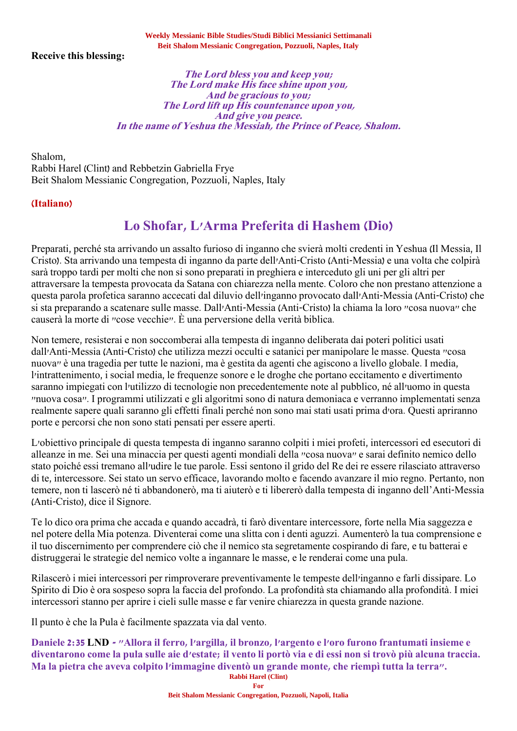**Receive this blessing:**

***The Lord bless you and keep you;***
***The Lord make His face shine upon you,***
***And be gracious to you;***
***The Lord lift up His countenance upon you,***
***And give you peace.***
***In the name of Yeshua the Messiah, the Prince of Peace, Shalom.***

Shalom,
Rabbi Harel (Clint) and Rebbetzin Gabriella Frye
Beit Shalom Messianic Congregation, Pozzuoli, Naples, Italy

**(Italiano)**

## Lo Shofar, L'Arma Preferita di Hashem (Dio)

Preparati, perché sta arrivando un assalto furioso di inganno che svierà molti credenti in Yeshua (Il Messia, Il Cristo). Sta arrivando una tempesta di inganno da parte dell'Anti-Cristo (Anti-Messia) e una volta che colpirà sarà troppo tardi per molti che non si sono preparati in preghiera e interceduto gli uni per gli altri per attraversare la tempesta provocata da Satana con chiarezza nella mente. Coloro che non prestano attenzione a questa parola profetica saranno accecati dal diluvio dell'inganno provocato dall'Anti-Messia (Anti-Cristo) che si sta preparando a scatenare sulle masse. Dall'Anti-Messia (Anti-Cristo) la chiama la loro "cosa nuova" che causerà la morte di "cose vecchie". È una perversione della verità biblica.

Non temere, resisterai e non soccomberai alla tempesta di inganno deliberata dai poteri politici usati dall'Anti-Messia (Anti-Cristo) che utilizza mezzi occulti e satanici per manipolare le masse. Questa "cosa nuova" è una tragedia per tutte le nazioni, ma è gestita da agenti che agiscono a livello globale. I media, l'intrattenimento, i social media, le frequenze sonore e le droghe che portano eccitamento e divertimento saranno impiegati con l'utilizzo di tecnologie non precedentemente note al pubblico, né all'uomo in questa "nuova cosa". I programmi utilizzati e gli algoritmi sono di natura demoniaca e verranno implementati senza realmente sapere quali saranno gli effetti finali perché non sono mai stati usati prima d'ora. Questi apriranno porte e percorsi che non sono stati pensati per essere aperti.

L'obiettivo principale di questa tempesta di inganno saranno colpiti i miei profeti, intercessori ed esecutori di alleanze in me. Sei una minaccia per questi agenti mondiali della "cosa nuova" e sarai definito nemico dello stato poiché essi tremano all'udire le tue parole. Essi sentono il grido del Re dei re essere rilasciato attraverso di te, intercessore. Sei stato un servo efficace, lavorando molto e facendo avanzare il mio regno. Pertanto, non temere, non ti lascerò né ti abbandonerò, ma ti aiuterò e ti libererò dalla tempesta di inganno dell'Anti-Messia (Anti-Cristo), dice il Signore.

Te lo dico ora prima che accada e quando accadrà, ti farò diventare intercessore, forte nella Mia saggezza e nel potere della Mia potenza. Diventerai come una slitta con i denti aguzzi. Aumenterò la tua comprensione e il tuo discernimento per comprendere ciò che il nemico sta segretamente cospirando di fare, e tu batterai e distruggerai le strategie del nemico volte a ingannare le masse, e le renderai come una pula.

Rilascerò i miei intercessori per rimproverare preventivamente le tempeste dell'inganno e farli dissipare. Lo Spirito di Dio è ora sospeso sopra la faccia del profondo. La profondità sta chiamando alla profondità. I miei intercessori stanno per aprire i cieli sulle masse e far venire chiarezza in questa grande nazione.

Il punto è che la Pula è facilmente spazzata via dal vento.

**Daniele 2:35 LND - "Allora il ferro, l'argilla, il bronzo, l'argento e l'oro furono frantumati insieme e diventarono come la pula sulle aie d'estate; il vento li portò via e di essi non si trovò più alcuna traccia. Ma la pietra che aveva colpito l'immagine diventò un grande monte, che riempì tutta la terra".**

**Rabbi Harel (Clint)**
**For**
**Beit Shalom Messianic Congregation, Pozzuoli, Napoli, Italia**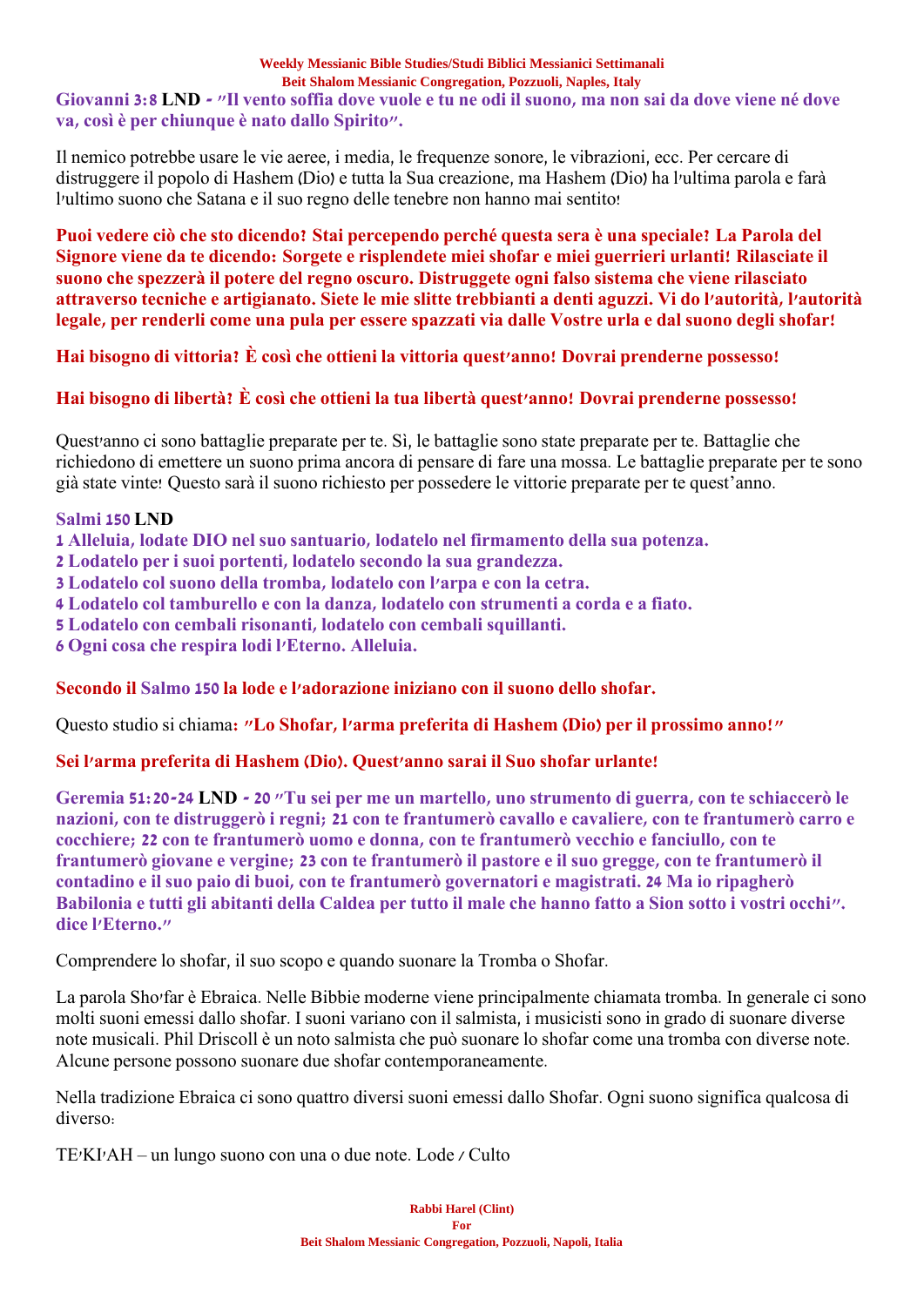**Giovanni 3:8 LND - "Il vento soffia dove vuole e tu ne odi il suono, ma non sai da dove viene né dove va, così è per chiunque è nato dallo Spirito".**

Il nemico potrebbe usare le vie aeree, i media, le frequenze sonore, le vibrazioni, ecc. Per cercare di distruggere il popolo di Hashem (Dio) e tutta la Sua creazione, ma Hashem (Dio) ha l'ultima parola e farà l'ultimo suono che Satana e il suo regno delle tenebre non hanno mai sentito!

**Puoi vedere ciò che sto dicendo? Stai percependo perché questa sera è una speciale? La Parola del Signore viene da te dicendo: Sorgete e risplendete miei shofar e miei guerrieri urlanti! Rilasciate il suono che spezzerà il potere del regno oscuro. Distruggete ogni falso sistema che viene rilasciato attraverso tecniche e artigianato. Siete le mie slitte trebbianti a denti aguzzi. Vi do l'autorità, l'autorità legale, per renderli come una pula per essere spazzati via dalle Vostre urla e dal suono degli shofar!**

**Hai bisogno di vittoria? È così che ottieni la vittoria quest'anno! Dovrai prenderne possesso!**

**Hai bisogno di libertà? È così che ottieni la tua libertà quest'anno! Dovrai prenderne possesso!**

Quest'anno ci sono battaglie preparate per te. Sì, le battaglie sono state preparate per te. Battaglie che richiedono di emettere un suono prima ancora di pensare di fare una mossa. Le battaglie preparate per te sono già state vinte! Questo sarà il suono richiesto per possedere le vittorie preparate per te quest'anno.

**Salmi 150 LND**
**1 Alleluia, lodate DIO nel suo santuario, lodatelo nel firmamento della sua potenza.**
**2 Lodatelo per i suoi portenti, lodatelo secondo la sua grandezza.**
**3 Lodatelo col suono della tromba, lodatelo con l'arpa e con la cetra.**
**4 Lodatelo col tamburello e con la danza, lodatelo con strumenti a corda e a fiato.**
**5 Lodatelo con cembali risonanti, lodatelo con cembali squillanti.**
**6 Ogni cosa che respira lodi l'Eterno. Alleluia.**

**Secondo il Salmo 150 la lode e l'adorazione iniziano con il suono dello shofar.**

Questo studio si chiama**: "Lo Shofar, l'arma preferita di Hashem (Dio) per il prossimo anno!"**

**Sei l'arma preferita di Hashem (Dio). Quest'anno sarai il Suo shofar urlante!**

**Geremia 51:20-24 LND - 20 "Tu sei per me un martello, uno strumento di guerra, con te schiaccerò le nazioni, con te distruggerò i regni; 21 con te frantumerò cavallo e cavaliere, con te frantumerò carro e cocchiere; 22 con te frantumerò uomo e donna, con te frantumerò vecchio e fanciullo, con te frantumerò giovane e vergine; 23 con te frantumerò il pastore e il suo gregge, con te frantumerò il contadino e il suo paio di buoi, con te frantumerò governatori e magistrati. 24 Ma io ripagherò Babilonia e tutti gli abitanti della Caldea per tutto il male che hanno fatto a Sion sotto i vostri occhi". dice l'Eterno."**

Comprendere lo shofar, il suo scopo e quando suonare la Tromba o Shofar.

La parola Sho'far è Ebraica. Nelle Bibbie moderne viene principalmente chiamata tromba. In generale ci sono molti suoni emessi dallo shofar. I suoni variano con il salmista, i musicisti sono in grado di suonare diverse note musicali. Phil Driscoll è un noto salmista che può suonare lo shofar come una tromba con diverse note. Alcune persone possono suonare due shofar contemporaneamente.

Nella tradizione Ebraica ci sono quattro diversi suoni emessi dallo Shofar. Ogni suono significa qualcosa di diverso:

TE'KI'AH – un lungo suono con una o due note. Lode / Culto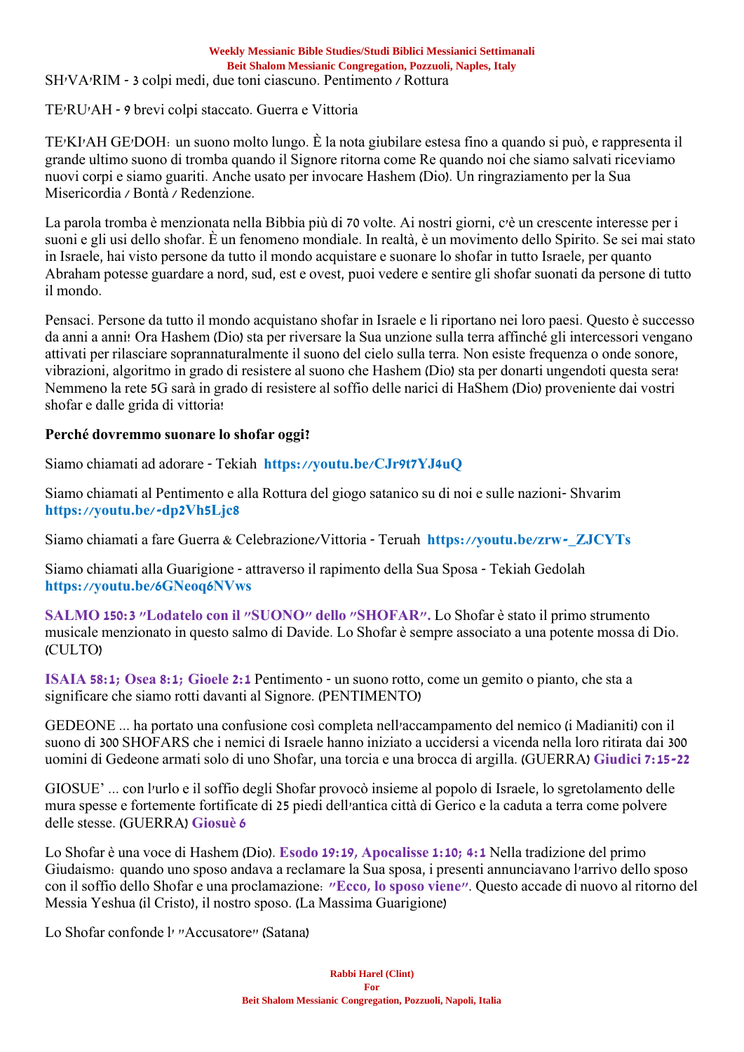SH'VA'RIM - 3 colpi medi, due toni ciascuno. Pentimento / Rottura

TE'RU'AH - 9 brevi colpi staccato. Guerra e Vittoria

TE'KI'AH GE'DOH: un suono molto lungo. È la nota giubilare estesa fino a quando si può, e rappresenta il grande ultimo suono di tromba quando il Signore ritorna come Re quando noi che siamo salvati riceviamo nuovi corpi e siamo guariti. Anche usato per invocare Hashem (Dio). Un ringraziamento per la Sua Misericordia / Bontà / Redenzione.

La parola tromba è menzionata nella Bibbia più di 70 volte. Ai nostri giorni, c'è un crescente interesse per i suoni e gli usi dello shofar. È un fenomeno mondiale. In realtà, è un movimento dello Spirito. Se sei mai stato in Israele, hai visto persone da tutto il mondo acquistare e suonare lo shofar in tutto Israele, per quanto Abraham potesse guardare a nord, sud, est e ovest, puoi vedere e sentire gli shofar suonati da persone di tutto il mondo.

Pensaci. Persone da tutto il mondo acquistano shofar in Israele e li riportano nei loro paesi. Questo è successo da anni a anni! Ora Hashem (Dio) sta per riversare la Sua unzione sulla terra affinché gli intercessori vengano attivati per rilasciare soprannaturalmente il suono del cielo sulla terra. Non esiste frequenza o onde sonore, vibrazioni, algoritmo in grado di resistere al suono che Hashem (Dio) sta per donarti ungendoti questa sera! Nemmeno la rete 5G sarà in grado di resistere al soffio delle narici di HaShem (Dio) proveniente dai vostri shofar e dalle grida di vittoria!

**Perché dovremmo suonare lo shofar oggi?**

Siamo chiamati ad adorare - Tekiah **https://youtu.be/CJr9t7YJ4uQ**

Siamo chiamati al Pentimento e alla Rottura del giogo satanico su di noi e sulle nazioni- Shvarim **https://youtu.be/-dp2Vh5Ljc8**

Siamo chiamati a fare Guerra & Celebrazione/Vittoria - Teruah **https://youtu.be/zrw-_ZJCYTs**

Siamo chiamati alla Guarigione - attraverso il rapimento della Sua Sposa - Tekiah Gedolah **https://youtu.be/6GNeoq6NVws**

**SALMO 150:3 "Lodatelo con il "SUONO" dello "SHOFAR".** Lo Shofar è stato il primo strumento musicale menzionato in questo salmo di Davide. Lo Shofar è sempre associato a una potente mossa di Dio. (CULTO)

**ISAIA 58:1; Osea 8:1; Gioele 2:1** Pentimento - un suono rotto, come un gemito o pianto, che sta a significare che siamo rotti davanti al Signore. (PENTIMENTO)

GEDEONE ... ha portato una confusione così completa nell'accampamento del nemico (i Madianiti) con il suono di 300 SHOFARS che i nemici di Israele hanno iniziato a uccidersi a vicenda nella loro ritirata dai 300 uomini di Gedeone armati solo di uno Shofar, una torcia e una brocca di argilla. (GUERRA) **Giudici 7:15-22**

GIOSUE' ... con l'urlo e il soffio degli Shofar provocò insieme al popolo di Israele, lo sgretolamento delle mura spesse e fortemente fortificate di 25 piedi dell'antica città di Gerico e la caduta a terra come polvere delle stesse. (GUERRA) **Giosuè 6**

Lo Shofar è una voce di Hashem (Dio). **Esodo 19:19, Apocalisse 1:10; 4:1** Nella tradizione del primo Giudaismo: quando uno sposo andava a reclamare la Sua sposa, i presenti annunciavano l'arrivo dello sposo con il soffio dello Shofar e una proclamazione: **"Ecco, lo sposo viene"**. Questo accade di nuovo al ritorno del Messia Yeshua (il Cristo), il nostro sposo. (La Massima Guarigione)

Lo Shofar confonde l' "Accusatore" (Satana)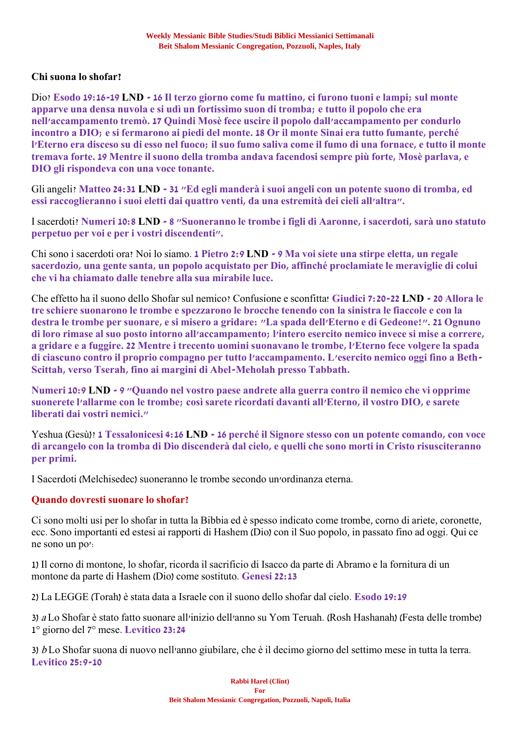**Chi suona lo shofar?**

Dio? **Esodo 19:16-19 LND - 16 Il terzo giorno come fu mattino, ci furono tuoni e lampi; sul monte apparve una densa nuvola e si udì un fortissimo suon di tromba; e tutto il popolo che era nell'accampamento tremò. 17 Quindi Mosè fece uscire il popolo dall'accampamento per condurlo incontro a DIO; e si fermarono ai piedi del monte. 18 Or il monte Sinai era tutto fumante, perché l'Eterno era disceso su di esso nel fuoco; il suo fumo saliva come il fumo di una fornace, e tutto il monte tremava forte. 19 Mentre il suono della tromba andava facendosi sempre più forte, Mosè parlava, e DIO gli rispondeva con una voce tonante.**

Gli angeli? **Matteo 24:31 LND - 31 "Ed egli manderà i suoi angeli con un potente suono di tromba, ed essi raccoglieranno i suoi eletti dai quattro venti, da una estremità dei cieli all'altra".**

I sacerdoti? **Numeri 10:8 LND - 8 "Suoneranno le trombe i figli di Aaronne, i sacerdoti, sarà uno statuto perpetuo per voi e per i vostri discendenti".**

Chi sono i sacerdoti ora? Noi lo siamo. **1 Pietro 2:9 LND - 9 Ma voi siete una stirpe eletta, un regale sacerdozio, una gente santa, un popolo acquistato per Dio, affinché proclamiate le meraviglie di colui che vi ha chiamato dalle tenebre alla sua mirabile luce.**

Che effetto ha il suono dello Shofar sul nemico? Confusione e sconfitta! **Giudici 7:20-22 LND - 20 Allora le tre schiere suonarono le trombe e spezzarono le brocche tenendo con la sinistra le fiaccole e con la destra le trombe per suonare, e si misero a gridare: "La spada dell'Eterno e di Gedeone!". 21 Ognuno di loro rimase al suo posto intorno all'accampamento; l'intero esercito nemico invece si mise a correre, a gridare e a fuggire. 22 Mentre i trecento uomini suonavano le trombe, l'Eterno fece volgere la spada di ciascuno contro il proprio compagno per tutto l'accampamento. L'esercito nemico oggi fino a Beth-Scittah, verso Tserah, fino ai margini di Abel-Meholah presso Tabbath.**

**Numeri 10:9 LND - 9 "Quando nel vostro paese andrete alla guerra contro il nemico che vi opprime suonerete l'allarme con le trombe; così sarete ricordati davanti all'Eterno, il vostro DIO, e sarete liberati dai vostri nemici."**

Yeshua (Gesù)? **1 Tessalonicesi 4:16 LND - 16 perché il Signore stesso con un potente comando, con voce di arcangelo con la tromba di Dio discenderà dal cielo, e quelli che sono morti in Cristo risusciteranno per primi.**

I Sacerdoti (Melchisedec) suoneranno le trombe secondo un'ordinanza eterna.

**Quando dovresti suonare lo shofar?**

Ci sono molti usi per lo shofar in tutta la Bibbia ed è spesso indicato come trombe, corno di ariete, coronette, ecc. Sono importanti ed estesi ai rapporti di Hashem (Dio) con il Suo popolo, in passato fino ad oggi. Qui ce ne sono un po':

1) Il corno di montone, lo shofar, ricorda il sacrificio di Isacco da parte di Abramo e la fornitura di un montone da parte di Hashem (Dio) come sostituto. **Genesi 22:13**

2) La LEGGE (Torah) è stata data a Israele con il suono dello shofar dal cielo. **Esodo 19:19**

3) *a* Lo Shofar è stato fatto suonare all'inizio dell'anno su Yom Teruah. (Rosh Hashanah) (Festa delle trombe) 1° giorno del 7° mese. **Levitico 23:24**

3) *b* Lo Shofar suona di nuovo nell'anno giubilare, che è il decimo giorno del settimo mese in tutta la terra. **Levitico 25:9-10**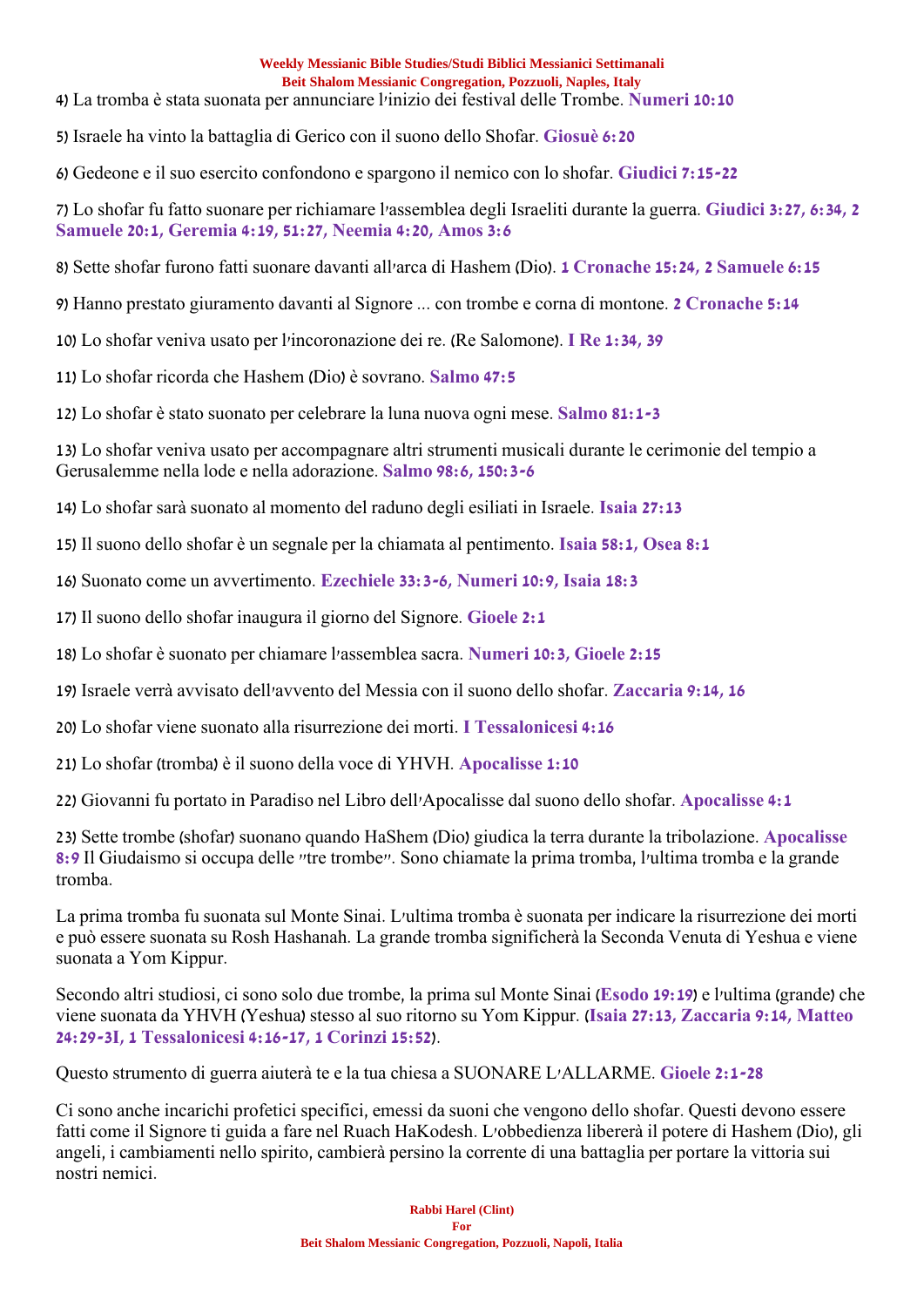4) La tromba è stata suonata per annunciare l'inizio dei festival delle Trombe. **Numeri 10:10**

5) Israele ha vinto la battaglia di Gerico con il suono dello Shofar. **Giosuè 6:20**

6) Gedeone e il suo esercito confondono e spargono il nemico con lo shofar. **Giudici 7:15-22**

7) Lo shofar fu fatto suonare per richiamare l'assemblea degli Israeliti durante la guerra. **Giudici 3:27, 6:34, 2 Samuele 20:1, Geremia 4:19, 51:27, Neemia 4:20, Amos 3:6**

8) Sette shofar furono fatti suonare davanti all'arca di Hashem (Dio). **1 Cronache 15:24, 2 Samuele 6:15**

9) Hanno prestato giuramento davanti al Signore ... con trombe e corna di montone. **2 Cronache 5:14**

10) Lo shofar veniva usato per l'incoronazione dei re. (Re Salomone). **I Re 1:34, 39**

11) Lo shofar ricorda che Hashem (Dio) è sovrano. **Salmo 47:5**

12) Lo shofar è stato suonato per celebrare la luna nuova ogni mese. **Salmo 81:1-3**

13) Lo shofar veniva usato per accompagnare altri strumenti musicali durante le cerimonie del tempio a Gerusalemme nella lode e nella adorazione. **Salmo 98:6, 150:3-6**

14) Lo shofar sarà suonato al momento del raduno degli esiliati in Israele. **Isaia 27:13**

15) Il suono dello shofar è un segnale per la chiamata al pentimento. **Isaia 58:1, Osea 8:1**

16) Suonato come un avvertimento. **Ezechiele 33:3-6, Numeri 10:9, Isaia 18:3**

17) Il suono dello shofar inaugura il giorno del Signore. **Gioele 2:1**

18) Lo shofar è suonato per chiamare l'assemblea sacra. **Numeri 10:3, Gioele 2:15**

19) Israele verrà avvisato dell'avvento del Messia con il suono dello shofar. **Zaccaria 9:14, 16**

20) Lo shofar viene suonato alla risurrezione dei morti. **I Tessalonicesi 4:16**

21) Lo shofar (tromba) è il suono della voce di YHVH. **Apocalisse 1:10**

22) Giovanni fu portato in Paradiso nel Libro dell'Apocalisse dal suono dello shofar. **Apocalisse 4:1**

23) Sette trombe (shofar) suonano quando HaShem (Dio) giudica la terra durante la tribolazione. **Apocalisse 8:9** Il Giudaismo si occupa delle "tre trombe". Sono chiamate la prima tromba, l'ultima tromba e la grande tromba.

La prima tromba fu suonata sul Monte Sinai. L'ultima tromba è suonata per indicare la risurrezione dei morti e può essere suonata su Rosh Hashanah. La grande tromba significherà la Seconda Venuta di Yeshua e viene suonata a Yom Kippur.

Secondo altri studiosi, ci sono solo due trombe, la prima sul Monte Sinai (**Esodo 19:19**) e l'ultima (grande) che viene suonata da YHVH (Yeshua) stesso al suo ritorno su Yom Kippur. (**Isaia 27:13, Zaccaria 9:14, Matteo 24:29-3I, 1 Tessalonicesi 4:16-17, 1 Corinzi 15:52**).

Questo strumento di guerra aiuterà te e la tua chiesa a SUONARE L'ALLARME. **Gioele 2:1-28**

Ci sono anche incarichi profetici specifici, emessi da suoni che vengono dello shofar. Questi devono essere fatti come il Signore ti guida a fare nel Ruach HaKodesh. L'obbedienza libererà il potere di Hashem (Dio), gli angeli, i cambiamenti nello spirito, cambierà persino la corrente di una battaglia per portare la vittoria sui nostri nemici.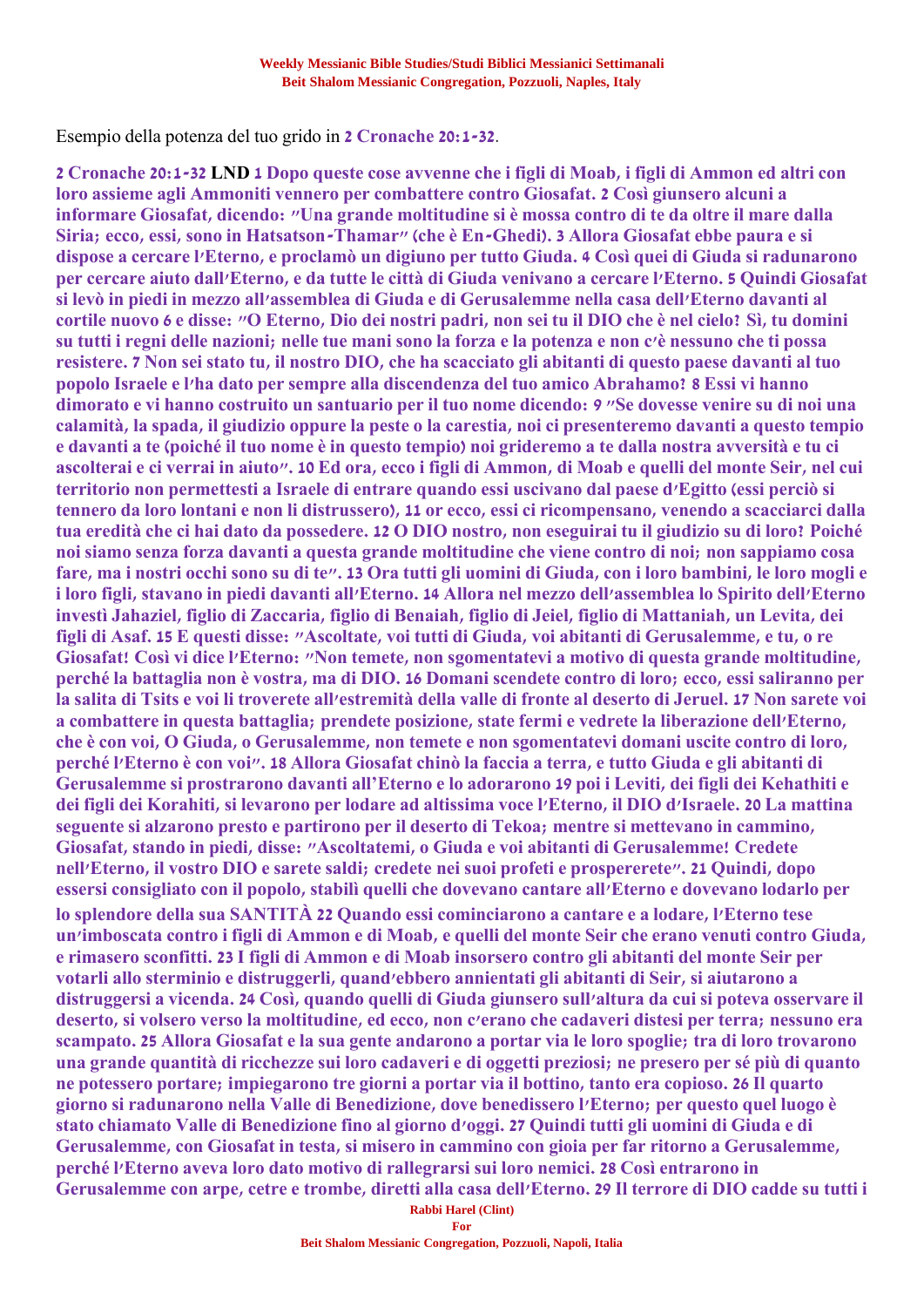Esempio della potenza del tuo grido in **2 Cronache 20:1-32**.

**2 Cronache 20:1-32 LND 1 Dopo queste cose avvenne che i figli di Moab, i figli di Ammon ed altri con loro assieme agli Ammoniti vennero per combattere contro Giosafat. 2 Così giunsero alcuni a informare Giosafat, dicendo: "Una grande moltitudine si è mossa contro di te da oltre il mare dalla Siria; ecco, essi, sono in Hatsatson-Thamar" (che è En-Ghedi). 3 Allora Giosafat ebbe paura e si dispose a cercare l'Eterno, e proclamò un digiuno per tutto Giuda. 4 Così quei di Giuda si radunarono per cercare aiuto dall'Eterno, e da tutte le città di Giuda venivano a cercare l'Eterno. 5 Quindi Giosafat si levò in piedi in mezzo all'assemblea di Giuda e di Gerusalemme nella casa dell'Eterno davanti al cortile nuovo 6 e disse: "O Eterno, Dio dei nostri padri, non sei tu il DIO che è nel cielo? Sì, tu domini su tutti i regni delle nazioni; nelle tue mani sono la forza e la potenza e non c'è nessuno che ti possa resistere. 7 Non sei stato tu, il nostro DIO, che ha scacciato gli abitanti di questo paese davanti al tuo popolo Israele e l'ha dato per sempre alla discendenza del tuo amico Abrahamo? 8 Essi vi hanno dimorato e vi hanno costruito un santuario per il tuo nome dicendo: 9 "Se dovesse venire su di noi una calamità, la spada, il giudizio oppure la peste o la carestia, noi ci presenteremo davanti a questo tempio e davanti a te (poiché il tuo nome è in questo tempio) noi grideremo a te dalla nostra avversità e tu ci ascolterai e ci verrai in aiuto". 10 Ed ora, ecco i figli di Ammon, di Moab e quelli del monte Seir, nel cui territorio non permettesti a Israele di entrare quando essi uscivano dal paese d'Egitto (essi perciò si tennero da loro lontani e non li distrussero), 11 or ecco, essi ci ricompensano, venendo a scacciarci dalla tua eredità che ci hai dato da possedere. 12 O DIO nostro, non eseguirai tu il giudizio su di loro? Poiché noi siamo senza forza davanti a questa grande moltitudine che viene contro di noi; non sappiamo cosa fare, ma i nostri occhi sono su di te". 13 Ora tutti gli uomini di Giuda, con i loro bambini, le loro mogli e i loro figli, stavano in piedi davanti all'Eterno. 14 Allora nel mezzo dell'assemblea lo Spirito dell'Eterno investì Jahaziel, figlio di Zaccaria, figlio di Benaiah, figlio di Jeiel, figlio di Mattaniah, un Levita, dei figli di Asaf. 15 E questi disse: "Ascoltate, voi tutti di Giuda, voi abitanti di Gerusalemme, e tu, o re Giosafat! Così vi dice l'Eterno: "Non temete, non sgomentatevi a motivo di questa grande moltitudine, perché la battaglia non è vostra, ma di DIO. 16 Domani scendete contro di loro; ecco, essi saliranno per la salita di Tsits e voi li troverete all'estremità della valle di fronte al deserto di Jeruel. 17 Non sarete voi a combattere in questa battaglia; prendete posizione, state fermi e vedrete la liberazione dell'Eterno, che è con voi, O Giuda, o Gerusalemme, non temete e non sgomentatevi domani uscite contro di loro, perché l'Eterno è con voi". 18 Allora Giosafat chinò la faccia a terra, e tutto Giuda e gli abitanti di Gerusalemme si prostrarono davanti all'Eterno e lo adorarono 19 poi i Leviti, dei figli dei Kehathiti e dei figli dei Korahiti, si levarono per lodare ad altissima voce l'Eterno, il DIO d'Israele. 20 La mattina seguente si alzarono presto e partirono per il deserto di Tekoa; mentre si mettevano in cammino, Giosafat, stando in piedi, disse: "Ascoltatemi, o Giuda e voi abitanti di Gerusalemme! Credete nell'Eterno, il vostro DIO e sarete saldi; credete nei suoi profeti e prospererete". 21 Quindi, dopo essersi consigliato con il popolo, stabilì quelli che dovevano cantare all'Eterno e dovevano lodarlo per lo splendore della sua SANTITÀ 22 Quando essi cominciarono a cantare e a lodare, l'Eterno tese un'imboscata contro i figli di Ammon e di Moab, e quelli del monte Seir che erano venuti contro Giuda, e rimasero sconfitti. 23 I figli di Ammon e di Moab insorsero contro gli abitanti del monte Seir per votarli allo sterminio e distruggerli, quand'ebbero annientati gli abitanti di Seir, si aiutarono a distruggersi a vicenda. 24 Così, quando quelli di Giuda giunsero sull'altura da cui si poteva osservare il deserto, si volsero verso la moltitudine, ed ecco, non c'erano che cadaveri distesi per terra; nessuno era scampato. 25 Allora Giosafat e la sua gente andarono a portar via le loro spoglie; tra di loro trovarono una grande quantità di ricchezze sui loro cadaveri e di oggetti preziosi; ne presero per sé più di quanto ne potessero portare; impiegarono tre giorni a portar via il bottino, tanto era copioso. 26 Il quarto giorno si radunarono nella Valle di Benedizione, dove benedissero l'Eterno; per questo quel luogo è stato chiamato Valle di Benedizione fino al giorno d'oggi. 27 Quindi tutti gli uomini di Giuda e di Gerusalemme, con Giosafat in testa, si misero in cammino con gioia per far ritorno a Gerusalemme, perché l'Eterno aveva loro dato motivo di rallegrarsi sui loro nemici. 28 Così entrarono in Gerusalemme con arpe, cetre e trombe, diretti alla casa dell'Eterno. 29 Il terrore di DIO cadde su tutti i**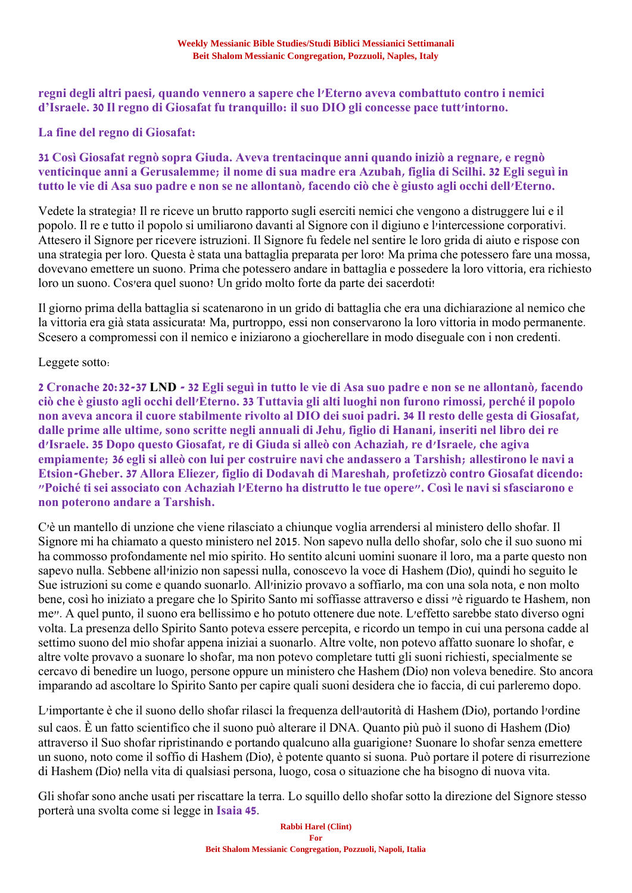**regni degli altri paesi, quando vennero a sapere che l'Eterno aveva combattuto contro i nemici d'Israele. 30 Il regno di Giosafat fu tranquillo: il suo DIO gli concesse pace tutt'intorno.**

**La fine del regno di Giosafat:**

**31 Così Giosafat regnò sopra Giuda. Aveva trentacinque anni quando iniziò a regnare, e regnò venticinque anni a Gerusalemme; il nome di sua madre era Azubah, figlia di Scilhi. 32 Egli seguì in tutto le vie di Asa suo padre e non se ne allontanò, facendo ciò che è giusto agli occhi dell'Eterno.**

Vedete la strategia? Il re riceve un brutto rapporto sugli eserciti nemici che vengono a distruggere lui e il popolo. Il re e tutto il popolo si umiliarono davanti al Signore con il digiuno e l'intercessione corporativi. Attesero il Signore per ricevere istruzioni. Il Signore fu fedele nel sentire le loro grida di aiuto e rispose con una strategia per loro. Questa è stata una battaglia preparata per loro! Ma prima che potessero fare una mossa, dovevano emettere un suono. Prima che potessero andare in battaglia e possedere la loro vittoria, era richiesto loro un suono. Cos'era quel suono? Un grido molto forte da parte dei sacerdoti!

Il giorno prima della battaglia si scatenarono in un grido di battaglia che era una dichiarazione al nemico che la vittoria era già stata assicurata! Ma, purtroppo, essi non conservarono la loro vittoria in modo permanente. Scesero a compromessi con il nemico e iniziarono a giocherellare in modo diseguale con i non credenti.

Leggete sotto:

**2 Cronache 20:32-37 LND - 32 Egli seguì in tutto le vie di Asa suo padre e non se ne allontanò, facendo ciò che è giusto agli occhi dell'Eterno. 33 Tuttavia gli alti luoghi non furono rimossi, perché il popolo non aveva ancora il cuore stabilmente rivolto al DIO dei suoi padri. 34 Il resto delle gesta di Giosafat, dalle prime alle ultime, sono scritte negli annuali di Jehu, figlio di Hanani, inseriti nel libro dei re d'Israele. 35 Dopo questo Giosafat, re di Giuda si alleò con Achaziah, re d'Israele, che agiva empiamente; 36 egli si alleò con lui per costruire navi che andassero a Tarshish; allestirono le navi a Etsion-Gheber. 37 Allora Eliezer, figlio di Dodavah di Mareshah, profetizzò contro Giosafat dicendo: "Poiché ti sei associato con Achaziah l'Eterno ha distrutto le tue opere". Così le navi si sfasciarono e non poterono andare a Tarshish.**

C'è un mantello di unzione che viene rilasciato a chiunque voglia arrendersi al ministero dello shofar. Il Signore mi ha chiamato a questo ministero nel 2015. Non sapevo nulla dello shofar, solo che il suo suono mi ha commosso profondamente nel mio spirito. Ho sentito alcuni uomini suonare il loro, ma a parte questo non sapevo nulla. Sebbene all'inizio non sapessi nulla, conoscevo la voce di Hashem (Dio), quindi ho seguito le Sue istruzioni su come e quando suonarlo. All'inizio provavo a soffiarlo, ma con una sola nota, e non molto bene, così ho iniziato a pregare che lo Spirito Santo mi soffiasse attraverso e dissi "è riguardo te Hashem, non me". A quel punto, il suono era bellissimo e ho potuto ottenere due note. L'effetto sarebbe stato diverso ogni volta. La presenza dello Spirito Santo poteva essere percepita, e ricordo un tempo in cui una persona cadde al settimo suono del mio shofar appena iniziai a suonarlo. Altre volte, non potevo affatto suonare lo shofar, e altre volte provavo a suonare lo shofar, ma non potevo completare tutti gli suoni richiesti, specialmente se cercavo di benedire un luogo, persone oppure un ministero che Hashem (Dio) non voleva benedire. Sto ancora imparando ad ascoltare lo Spirito Santo per capire quali suoni desidera che io faccia, di cui parleremo dopo.

L'importante è che il suono dello shofar rilasci la frequenza dell'autorità di Hashem (Dio), portando l'ordine sul caos. È un fatto scientifico che il suono può alterare il DNA. Quanto più può il suono di Hashem (Dio) attraverso il Suo shofar ripristinando e portando qualcuno alla guarigione? Suonare lo shofar senza emettere un suono, noto come il soffio di Hashem (Dio), è potente quanto si suona. Può portare il potere di risurrezione di Hashem (Dio) nella vita di qualsiasi persona, luogo, cosa o situazione che ha bisogno di nuova vita.

Gli shofar sono anche usati per riscattare la terra. Lo squillo dello shofar sotto la direzione del Signore stesso porterà una svolta come si legge in **Isaia 45**.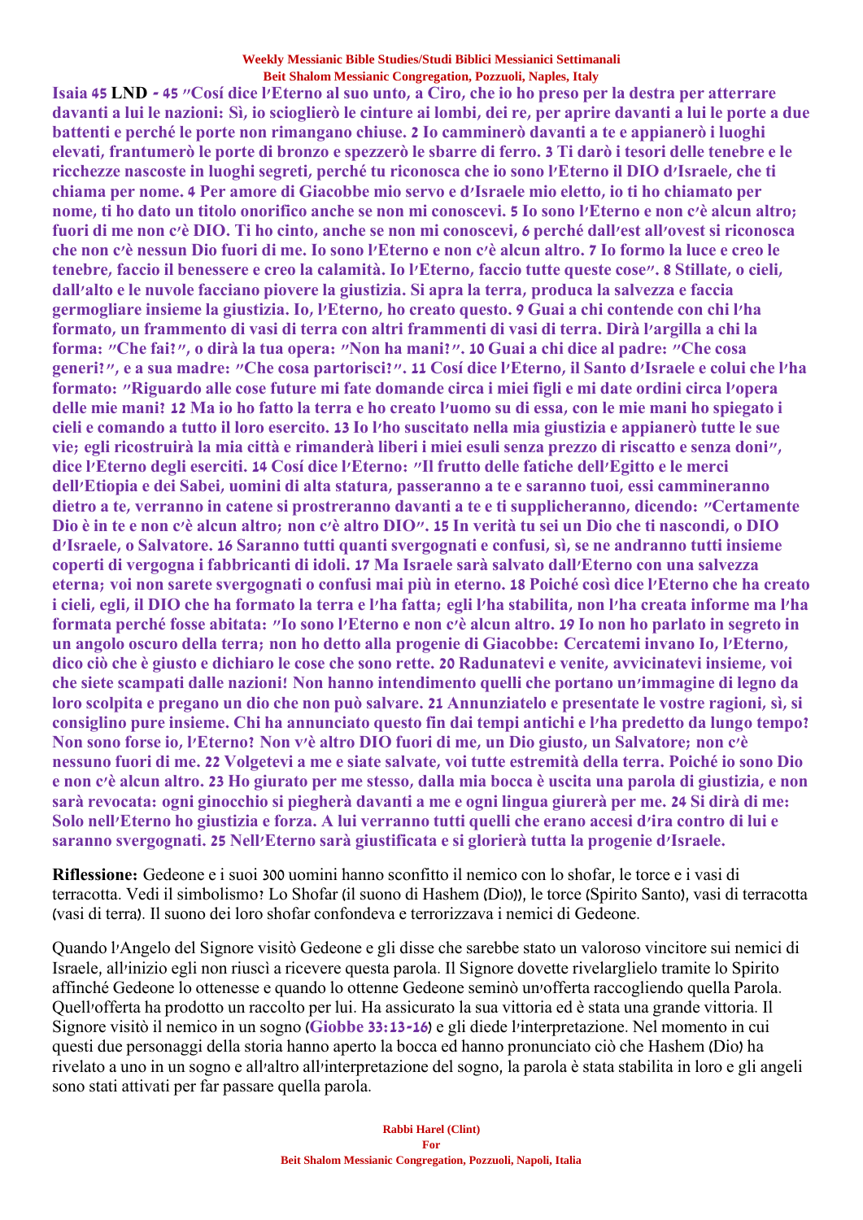**Isaia 45 LND - 45 "Cosí dice l'Eterno al suo unto, a Ciro, che io ho preso per la destra per atterrare davanti a lui le nazioni: Sì, io scioglierò le cinture ai lombi, dei re, per aprire davanti a lui le porte a due battenti e perché le porte non rimangano chiuse. 2 Io camminerò davanti a te e appianerò i luoghi elevati, frantumerò le porte di bronzo e spezzerò le sbarre di ferro. 3 Ti darò i tesori delle tenebre e le ricchezze nascoste in luoghi segreti, perché tu riconosca che io sono l'Eterno il DIO d'Israele, che ti chiama per nome. 4 Per amore di Giacobbe mio servo e d'Israele mio eletto, io ti ho chiamato per nome, ti ho dato un titolo onorifico anche se non mi conoscevi. 5 Io sono l'Eterno e non c'è alcun altro; fuori di me non c'è DIO. Ti ho cinto, anche se non mi conoscevi, 6 perché dall'est all'ovest si riconosca che non c'è nessun Dio fuori di me. Io sono l'Eterno e non c'è alcun altro. 7 Io formo la luce e creo le tenebre, faccio il benessere e creo la calamità. Io l'Eterno, faccio tutte queste cose". 8 Stillate, o cieli, dall'alto e le nuvole facciano piovere la giustizia. Si apra la terra, produca la salvezza e faccia germogliare insieme la giustizia. Io, l'Eterno, ho creato questo. 9 Guai a chi contende con chi l'ha formato, un frammento di vasi di terra con altri frammenti di vasi di terra. Dirà l'argilla a chi la forma: "Che fai?", o dirà la tua opera: "Non ha mani?". 10 Guai a chi dice al padre: "Che cosa generi?", e a sua madre: "Che cosa partorisci?". 11 Cosí dice l'Eterno, il Santo d'Israele e colui che l'ha formato: "Riguardo alle cose future mi fate domande circa i miei figli e mi date ordini circa l'opera delle mie mani? 12 Ma io ho fatto la terra e ho creato l'uomo su di essa, con le mie mani ho spiegato i cieli e comando a tutto il loro esercito. 13 Io l'ho suscitato nella mia giustizia e appianerò tutte le sue vie; egli ricostruirà la mia città e rimanderà liberi i miei esuli senza prezzo di riscatto e senza doni", dice l'Eterno degli eserciti. 14 Cosí dice l'Eterno: "Il frutto delle fatiche dell'Egitto e le merci dell'Etiopia e dei Sabei, uomini di alta statura, passeranno a te e saranno tuoi, essi cammineranno dietro a te, verranno in catene si prostreranno davanti a te e ti supplicheranno, dicendo: "Certamente Dio è in te e non c'è alcun altro; non c'è altro DIO". 15 In verità tu sei un Dio che ti nascondi, o DIO d'Israele, o Salvatore. 16 Saranno tutti quanti svergognati e confusi, sì, se ne andranno tutti insieme coperti di vergogna i fabbricanti di idoli. 17 Ma Israele sarà salvato dall'Eterno con una salvezza eterna; voi non sarete svergognati o confusi mai più in eterno. 18 Poiché così dice l'Eterno che ha creato i cieli, egli, il DIO che ha formato la terra e l'ha fatta; egli l'ha stabilita, non l'ha creata informe ma l'ha formata perché fosse abitata: "Io sono l'Eterno e non c'è alcun altro. 19 Io non ho parlato in segreto in un angolo oscuro della terra; non ho detto alla progenie di Giacobbe: Cercatemi invano Io, l'Eterno, dico ciò che è giusto e dichiaro le cose che sono rette. 20 Radunatevi e venite, avvicinatevi insieme, voi che siete scampati dalle nazioni! Non hanno intendimento quelli che portano un'immagine di legno da loro scolpita e pregano un dio che non può salvare. 21 Annunziatelo e presentate le vostre ragioni, sì, si consiglino pure insieme. Chi ha annunciato questo fin dai tempi antichi e l'ha predetto da lungo tempo? Non sono forse io, l'Eterno? Non v'è altro DIO fuori di me, un Dio giusto, un Salvatore; non c'è nessuno fuori di me. 22 Volgetevi a me e siate salvate, voi tutte estremità della terra. Poiché io sono Dio e non c'è alcun altro. 23 Ho giurato per me stesso, dalla mia bocca è uscita una parola di giustizia, e non sarà revocata: ogni ginocchio si piegherà davanti a me e ogni lingua giurerà per me. 24 Si dirà di me: Solo nell'Eterno ho giustizia e forza. A lui verranno tutti quelli che erano accesi d'ira contro di lui e saranno svergognati. 25 Nell'Eterno sarà giustificata e si glorierà tutta la progenie d'Israele.**

**Riflessione:** Gedeone e i suoi 300 uomini hanno sconfitto il nemico con lo shofar, le torce e i vasi di terracotta. Vedi il simbolismo? Lo Shofar (il suono di Hashem (Dio)), le torce (Spirito Santo), vasi di terracotta (vasi di terra). Il suono dei loro shofar confondeva e terrorizzava i nemici di Gedeone.

Quando l'Angelo del Signore visitò Gedeone e gli disse che sarebbe stato un valoroso vincitore sui nemici di Israele, all'inizio egli non riuscì a ricevere questa parola. Il Signore dovette rivelarglielo tramite lo Spirito affinché Gedeone lo ottenesse e quando lo ottenne Gedeone seminò un'offerta raccogliendo quella Parola. Quell'offerta ha prodotto un raccolto per lui. Ha assicurato la sua vittoria ed è stata una grande vittoria. Il Signore visitò il nemico in un sogno (**Giobbe 33:13-16**) e gli diede l'interpretazione. Nel momento in cui questi due personaggi della storia hanno aperto la bocca ed hanno pronunciato ciò che Hashem (Dio) ha rivelato a uno in un sogno e all'altro all'interpretazione del sogno, la parola è stata stabilita in loro e gli angeli sono stati attivati per far passare quella parola.

**Rabbi Harel (Clint)**
**For**
**Beit Shalom Messianic Congregation, Pozzuoli, Napoli, Italia**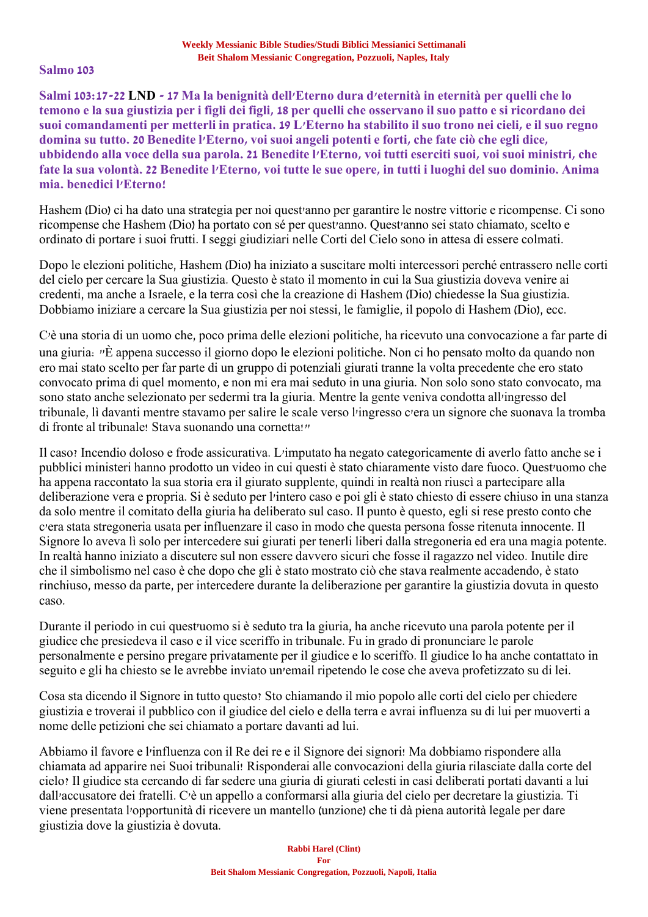## Salmo 103

**Salmi 103:17-22 LND - 17 Ma la benignità dell'Eterno dura d'eternità in eternità per quelli che lo temono e la sua giustizia per i figli dei figli, 18 per quelli che osservano il suo patto e si ricordano dei suoi comandamenti per metterli in pratica. 19 L'Eterno ha stabilito il suo trono nei cieli, e il suo regno domina su tutto. 20 Benedite l'Eterno, voi suoi angeli potenti e forti, che fate ciò che egli dice, ubbidendo alla voce della sua parola. 21 Benedite l'Eterno, voi tutti eserciti suoi, voi suoi ministri, che fate la sua volontà. 22 Benedite l'Eterno, voi tutte le sue opere, in tutti i luoghi del suo dominio. Anima mia, benedici l'Eterno!**

Hashem (Dio) ci ha dato una strategia per noi quest'anno per garantire le nostre vittorie e ricompense. Ci sono ricompense che Hashem (Dio) ha portato con sé per quest'anno. Quest'anno sei stato chiamato, scelto e ordinato di portare i suoi frutti. I seggi giudiziari nelle Corti del Cielo sono in attesa di essere colmati.

Dopo le elezioni politiche, Hashem (Dio) ha iniziato a suscitare molti intercessori perché entrassero nelle corti del cielo per cercare la Sua giustizia. Questo è stato il momento in cui la Sua giustizia doveva venire ai credenti, ma anche a Israele, e la terra così che la creazione di Hashem (Dio) chiedesse la Sua giustizia. Dobbiamo iniziare a cercare la Sua giustizia per noi stessi, le famiglie, il popolo di Hashem (Dio), ecc.

C'è una storia di un uomo che, poco prima delle elezioni politiche, ha ricevuto una convocazione a far parte di una giuria: "È appena successo il giorno dopo le elezioni politiche. Non ci ho pensato molto da quando non ero mai stato scelto per far parte di un gruppo di potenziali giurati tranne la volta precedente che ero stato convocato prima di quel momento, e non mi era mai seduto in una giuria. Non solo sono stato convocato, ma sono stato anche selezionato per sedermi tra la giuria. Mentre la gente veniva condotta all'ingresso del tribunale, lì davanti mentre stavamo per salire le scale verso l'ingresso c'era un signore che suonava la tromba di fronte al tribunale! Stava suonando una cornetta!"

Il caso? Incendio doloso e frode assicurativa. L'imputato ha negato categoricamente di averlo fatto anche se i pubblici ministeri hanno prodotto un video in cui questi è stato chiaramente visto dare fuoco. Quest'uomo che ha appena raccontato la sua storia era il giurato supplente, quindi in realtà non riuscì a partecipare alla deliberazione vera e propria. Si è seduto per l'intero caso e poi gli è stato chiesto di essere chiuso in una stanza da solo mentre il comitato della giuria ha deliberato sul caso. Il punto è questo, egli si rese presto conto che c'era stata stregoneria usata per influenzare il caso in modo che questa persona fosse ritenuta innocente. Il Signore lo aveva lì solo per intercedere sui giurati per tenerli liberi dalla stregoneria ed era una magia potente. In realtà hanno iniziato a discutere sul non essere davvero sicuri che fosse il ragazzo nel video. Inutile dire che il simbolismo nel caso è che dopo che gli è stato mostrato ciò che stava realmente accadendo, è stato rinchiuso, messo da parte, per intercedere durante la deliberazione per garantire la giustizia dovuta in questo caso.

Durante il periodo in cui quest'uomo si è seduto tra la giuria, ha anche ricevuto una parola potente per il giudice che presiedeva il caso e il vice sceriffo in tribunale. Fu in grado di pronunciare le parole personalmente e persino pregare privatamente per il giudice e lo sceriffo. Il giudice lo ha anche contattato in seguito e gli ha chiesto se le avrebbe inviato un'email ripetendo le cose che aveva profetizzato su di lei.

Cosa sta dicendo il Signore in tutto questo? Sto chiamando il mio popolo alle corti del cielo per chiedere giustizia e troverai il pubblico con il giudice del cielo e della terra e avrai influenza su di lui per muoverti a nome delle petizioni che sei chiamato a portare davanti ad lui.

Abbiamo il favore e l'influenza con il Re dei re e il Signore dei signori! Ma dobbiamo rispondere alla chiamata ad apparire nei Suoi tribunali! Risponderai alle convocazioni della giuria rilasciate dalla corte del cielo? Il giudice sta cercando di far sedere una giuria di giurati celesti in casi deliberati portati davanti a lui dall'accusatore dei fratelli. C'è un appello a conformarsi alla giuria del cielo per decretare la giustizia. Ti viene presentata l'opportunità di ricevere un mantello (unzione) che ti dà piena autorità legale per dare giustizia dove la giustizia è dovuta.

**Rabbi Harel (Clint)**
**For**
**Beit Shalom Messianic Congregation, Pozzuoli, Napoli, Italia**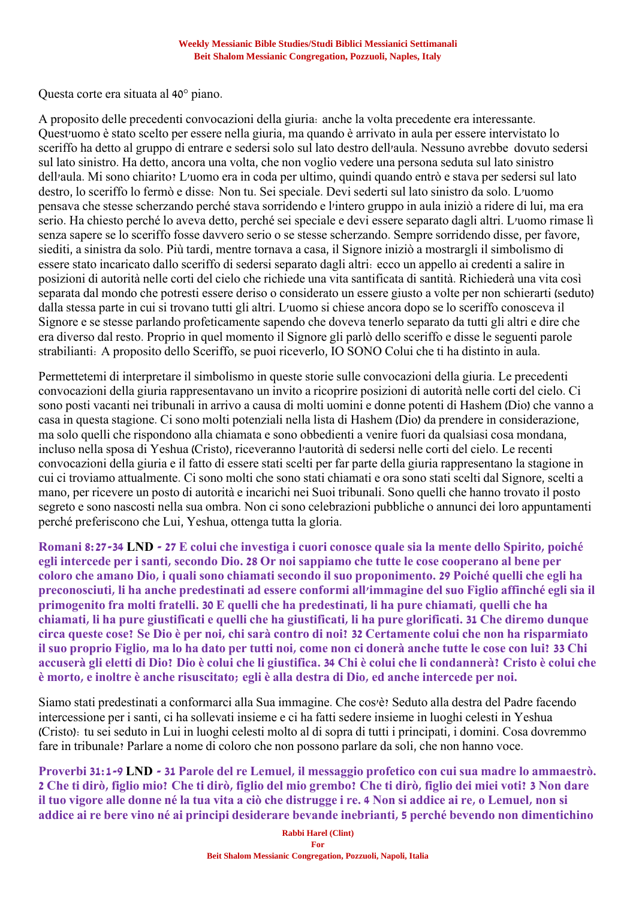Questa corte era situata al 40° piano.

A proposito delle precedenti convocazioni della giuria: anche la volta precedente era interessante. Quest'uomo è stato scelto per essere nella giuria, ma quando è arrivato in aula per essere intervistato lo sceriffo ha detto al gruppo di entrare e sedersi solo sul lato destro dell'aula. Nessuno avrebbe dovuto sedersi sul lato sinistro. Ha detto, ancora una volta, che non voglio vedere una persona seduta sul lato sinistro dell'aula. Mi sono chiarito? L'uomo era in coda per ultimo, quindi quando entrò e stava per sedersi sul lato destro, lo sceriffo lo fermò e disse: Non tu. Sei speciale. Devi sederti sul lato sinistro da solo. L'uomo pensava che stesse scherzando perché stava sorridendo e l'intero gruppo in aula iniziò a ridere di lui, ma era serio. Ha chiesto perché lo aveva detto, perché sei speciale e devi essere separato dagli altri. L'uomo rimase lì senza sapere se lo sceriffo fosse davvero serio o se stesse scherzando. Sempre sorridendo disse, per favore, siediti, a sinistra da solo. Più tardi, mentre tornava a casa, il Signore iniziò a mostrargli il simbolismo di essere stato incaricato dallo sceriffo di sedersi separato dagli altri: ecco un appello ai credenti a salire in posizioni di autorità nelle corti del cielo che richiede una vita santificata di santità. Richiederà una vita così separata dal mondo che potresti essere deriso o considerato un essere giusto a volte per non schierarti (seduto) dalla stessa parte in cui si trovano tutti gli altri. L'uomo si chiese ancora dopo se lo sceriffo conosceva il Signore e se stesse parlando profeticamente sapendo che doveva tenerlo separato da tutti gli altri e dire che era diverso dal resto. Proprio in quel momento il Signore gli parlò dello sceriffo e disse le seguenti parole strabilianti: A proposito dello Sceriffo, se puoi riceverlo, IO SONO Colui che ti ha distinto in aula.

Permettetemi di interpretare il simbolismo in queste storie sulle convocazioni della giuria. Le precedenti convocazioni della giuria rappresentavano un invito a ricoprire posizioni di autorità nelle corti del cielo. Ci sono posti vacanti nei tribunali in arrivo a causa di molti uomini e donne potenti di Hashem (Dio) che vanno a casa in questa stagione. Ci sono molti potenziali nella lista di Hashem (Dio) da prendere in considerazione, ma solo quelli che rispondono alla chiamata e sono obbedienti a venire fuori da qualsiasi cosa mondana, incluso nella sposa di Yeshua (Cristo), riceveranno l'autorità di sedersi nelle corti del cielo. Le recenti convocazioni della giuria e il fatto di essere stati scelti per far parte della giuria rappresentano la stagione in cui ci troviamo attualmente. Ci sono molti che sono stati chiamati e ora sono stati scelti dal Signore, scelti a mano, per ricevere un posto di autorità e incarichi nei Suoi tribunali. Sono quelli che hanno trovato il posto segreto e sono nascosti nella sua ombra. Non ci sono celebrazioni pubbliche o annunci dei loro appuntamenti perché preferiscono che Lui, Yeshua, ottenga tutta la gloria.

**Romani 8:27-34 LND - 27 E colui che investiga i cuori conosce quale sia la mente dello Spirito, poiché egli intercede per i santi, secondo Dio. 28 Or noi sappiamo che tutte le cose cooperano al bene per coloro che amano Dio, i quali sono chiamati secondo il suo proponimento. 29 Poiché quelli che egli ha preconosciuti, li ha anche predestinati ad essere conformi all'immagine del suo Figlio affinché egli sia il primogenito fra molti fratelli. 30 E quelli che ha predestinati, li ha pure chiamati, quelli che ha chiamati, li ha pure giustificati e quelli che ha giustificati, li ha pure glorificati. 31 Che diremo dunque circa queste cose? Se Dio è per noi, chi sarà contro di noi? 32 Certamente colui che non ha risparmiato il suo proprio Figlio, ma lo ha dato per tutti noi, come non ci donerà anche tutte le cose con lui? 33 Chi accuserà gli eletti di Dio? Dio è colui che li giustifica. 34 Chi è colui che li condannerà? Cristo è colui che è morto, e inoltre è anche risuscitato; egli è alla destra di Dio, ed anche intercede per noi.**

Siamo stati predestinati a conformarci alla Sua immagine. Che cos'è? Seduto alla destra del Padre facendo intercessione per i santi, ci ha sollevati insieme e ci ha fatti sedere insieme in luoghi celesti in Yeshua (Cristo): tu sei seduto in Lui in luoghi celesti molto al di sopra di tutti i principati, i domini. Cosa dovremmo fare in tribunale? Parlare a nome di coloro che non possono parlare da soli, che non hanno voce.

**Proverbi 31:1-9 LND - 31 Parole del re Lemuel, il messaggio profetico con cui sua madre lo ammaestrò. 2 Che ti dirò, figlio mio? Che ti dirò, figlio del mio grembo? Che ti dirò, figlio dei miei voti? 3 Non dare il tuo vigore alle donne né la tua vita a ciò che distrugge i re. 4 Non si addice ai re, o Lemuel, non si addice ai re bere vino né ai principi desiderare bevande inebrianti, 5 perché bevendo non dimentichino**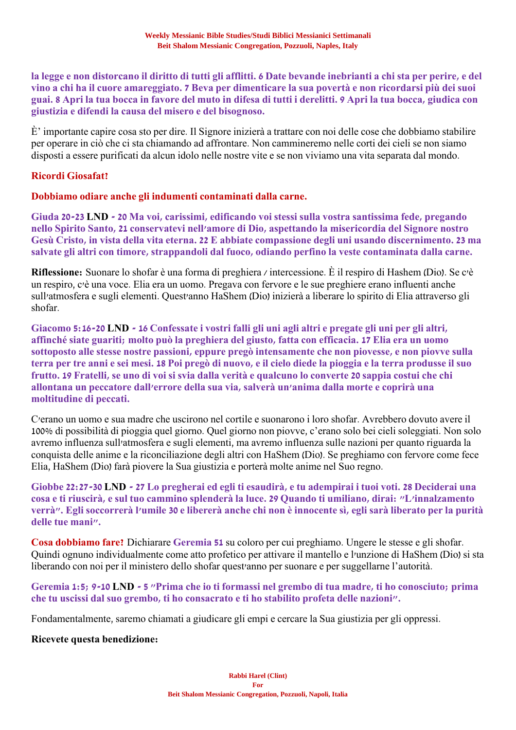**la legge e non distorcano il diritto di tutti gli afflitti. 6 Date bevande inebrianti a chi sta per perire, e del vino a chi ha il cuore amareggiato. 7 Beva per dimenticare la sua povertà e non ricordarsi più dei suoi guai. 8 Apri la tua bocca in favore del muto in difesa di tutti i derelitti. 9 Apri la tua bocca, giudica con giustizia e difendi la causa del misero e del bisognoso.**

È' importante capire cosa sto per dire. Il Signore inizierà a trattare con noi delle cose che dobbiamo stabilire per operare in ciò che ci sta chiamando ad affrontare. Non cammineremo nelle corti dei cieli se non siamo disposti a essere purificati da alcun idolo nelle nostre vite e se non viviamo una vita separata dal mondo.

**Ricordi Giosafat?**

**Dobbiamo odiare anche gli indumenti contaminati dalla carne.**

**Giuda 20-23 LND - 20 Ma voi, carissimi, edificando voi stessi sulla vostra santissima fede, pregando nello Spirito Santo, 21 conservatevi nell'amore di Dio, aspettando la misericordia del Signore nostro Gesù Cristo, in vista della vita eterna. 22 E abbiate compassione degli uni usando discernimento. 23 ma salvate gli altri con timore, strappandoli dal fuoco, odiando perfino la veste contaminata dalla carne.**

**Riflessione:** Suonare lo shofar è una forma di preghiera / intercessione. È il respiro di Hashem (Dio). Se c'è un respiro, c'è una voce. Elia era un uomo. Pregava con fervore e le sue preghiere erano influenti anche sull'atmosfera e sugli elementi. Quest'anno HaShem (Dio) inizierà a liberare lo spirito di Elia attraverso gli shofar.

**Giacomo 5:16-20 LND - 16 Confessate i vostri falli gli uni agli altri e pregate gli uni per gli altri, affinché siate guariti; molto può la preghiera del giusto, fatta con efficacia. 17 Elia era un uomo sottoposto alle stesse nostre passioni, eppure pregò intensamente che non piovesse, e non piovve sulla terra per tre anni e sei mesi. 18 Poi pregò di nuovo, e il cielo diede la pioggia e la terra produsse il suo frutto. 19 Fratelli, se uno di voi si svia dalla verità e qualcuno lo converte 20 sappia costui che chi allontana un peccatore dall'errore della sua via, salverà un'anima dalla morte e coprirà una moltitudine di peccati.**

C'erano un uomo e sua madre che uscirono nel cortile e suonarono i loro shofar. Avrebbero dovuto avere il 100% di possibilità di pioggia quel giorno. Quel giorno non piovve, c'erano solo bei cieli soleggiati. Non solo avremo influenza sull'atmosfera e sugli elementi, ma avremo influenza sulle nazioni per quanto riguarda la conquista delle anime e la riconciliazione degli altri con HaShem (Dio). Se preghiamo con fervore come fece Elia, HaShem (Dio) farà piovere la Sua giustizia e porterà molte anime nel Suo regno.

**Giobbe 22:27-30 LND - 27 Lo pregherai ed egli ti esaudirà, e tu adempirai i tuoi voti. 28 Deciderai una cosa e ti riuscirà, e sul tuo cammino splenderà la luce. 29 Quando ti umiliano, dirai: "L'innalzamento verrà". Egli soccorrerà l'umile 30 e libererà anche chi non è innocente sì, egli sarà liberato per la purità delle tue mani".**

**Cosa dobbiamo fare?** Dichiarare **Geremia 51** su coloro per cui preghiamo. Ungere le stesse e gli shofar. Quindi ognuno individualmente come atto profetico per attivare il mantello e l'unzione di HaShem (Dio) si sta liberando con noi per il ministero dello shofar quest'anno per suonare e per suggellarne l'autorità.

**Geremia 1:5; 9-10 LND - 5 "Prima che io ti formassi nel grembo di tua madre, ti ho conosciuto; prima che tu uscissi dal suo grembo, ti ho consacrato e ti ho stabilito profeta delle nazioni".**

Fondamentalmente, saremo chiamati a giudicare gli empi e cercare la Sua giustizia per gli oppressi.

**Ricevete questa benedizione:**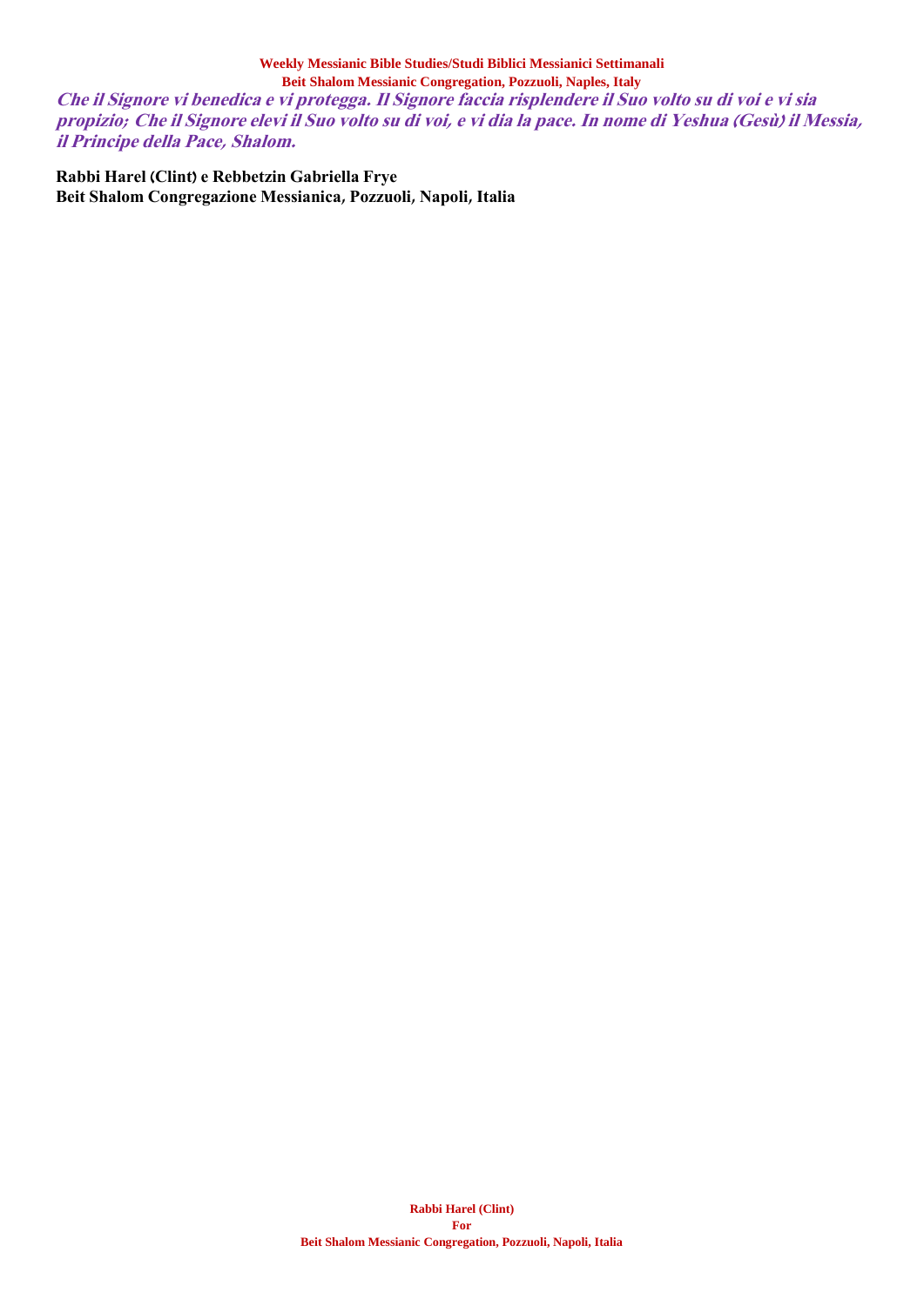***Che il Signore vi benedica e vi protegga. Il Signore faccia risplendere il Suo volto su di voi e vi sia propizio; Che il Signore elevi il Suo volto su di voi, e vi dia la pace. In nome di Yeshua (Gesù) il Messia, il Principe della Pace, Shalom.***

**Rabbi Harel (Clint) e Rebbetzin Gabriella Frye**
**Beit Shalom Congregazione Messianica, Pozzuoli, Napoli, Italia**